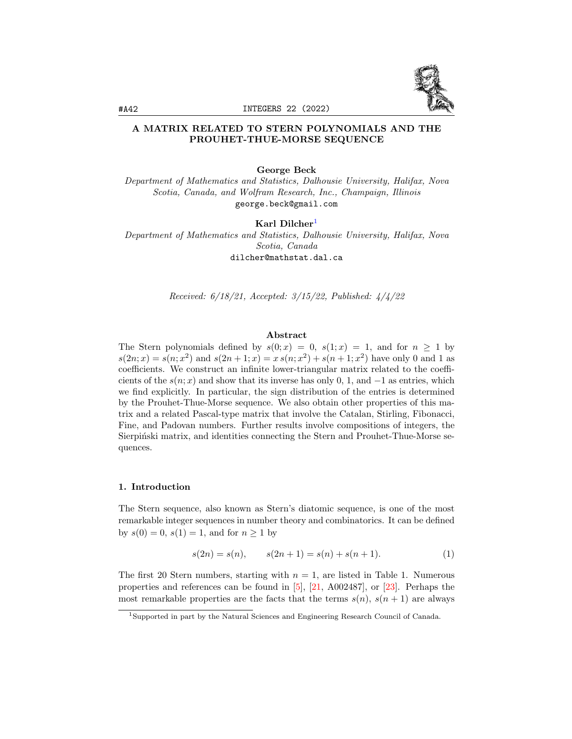# A MATRIX RELATED TO STERN POLYNOMIALS AND THE PROUHET-THUE-MORSE SEQUENCE

**George Beck**

*Department of Mathematics and Statistics, Dalhousie University, Halifax, Nova Scotia, Canada, and Wolfram Research, Inc., Champaign, Illinois*

george.beck@gmail.com

**Karl Dilcher**[1]

*Department of Mathematics and Statistics, Dalhousie University, Halifax, Nova Scotia, Canada*

dilcher@mathstat.dal.ca

*Received: 6/18/21, Accepted: 3/15/22, Published: 4/4/22*

## Abstract

The Stern polynomials defined by $s(0;x) = 0$, $s(1;x) = 1$, and for $n \geq 1$ by $s(2n;x) = s(n;x^2)$ and $s(2n+1;x) = x\,s(n;x^2) + s(n+1;x^2)$ have only 0 and 1 as coefficients. We construct an infinite lower-triangular matrix related to the coefficients of the $s(n;x)$ and show that its inverse has only 0, 1, and $-1$ as entries, which we find explicitly. In particular, the sign distribution of the entries is determined by the Prouhet-Thue-Morse sequence. We also obtain other properties of this matrix and a related Pascal-type matrix that involve the Catalan, Stirling, Fibonacci, Fine, and Padovan numbers. Further results involve compositions of integers, the Sierpiński matrix, and identities connecting the Stern and Prouhet-Thue-Morse sequences.

## 1. Introduction

The Stern sequence, also known as Stern's diatomic sequence, is one of the most remarkable integer sequences in number theory and combinatorics. It can be defined by $s(0) = 0$, $s(1) = 1$, and for $n \geq 1$ by

$$s(2n) = s(n), \qquad s(2n+1) = s(n) + s(n+1). \tag{1}$$

The first 20 Stern numbers, starting with $n = 1$, are listed in Table 1. Numerous properties and references can be found in [5], [21, A002487], or [23]. Perhaps the most remarkable properties are the facts that the terms $s(n)$, $s(n+1)$ are always

[1] Supported in part by the Natural Sciences and Engineering Research Council of Canada.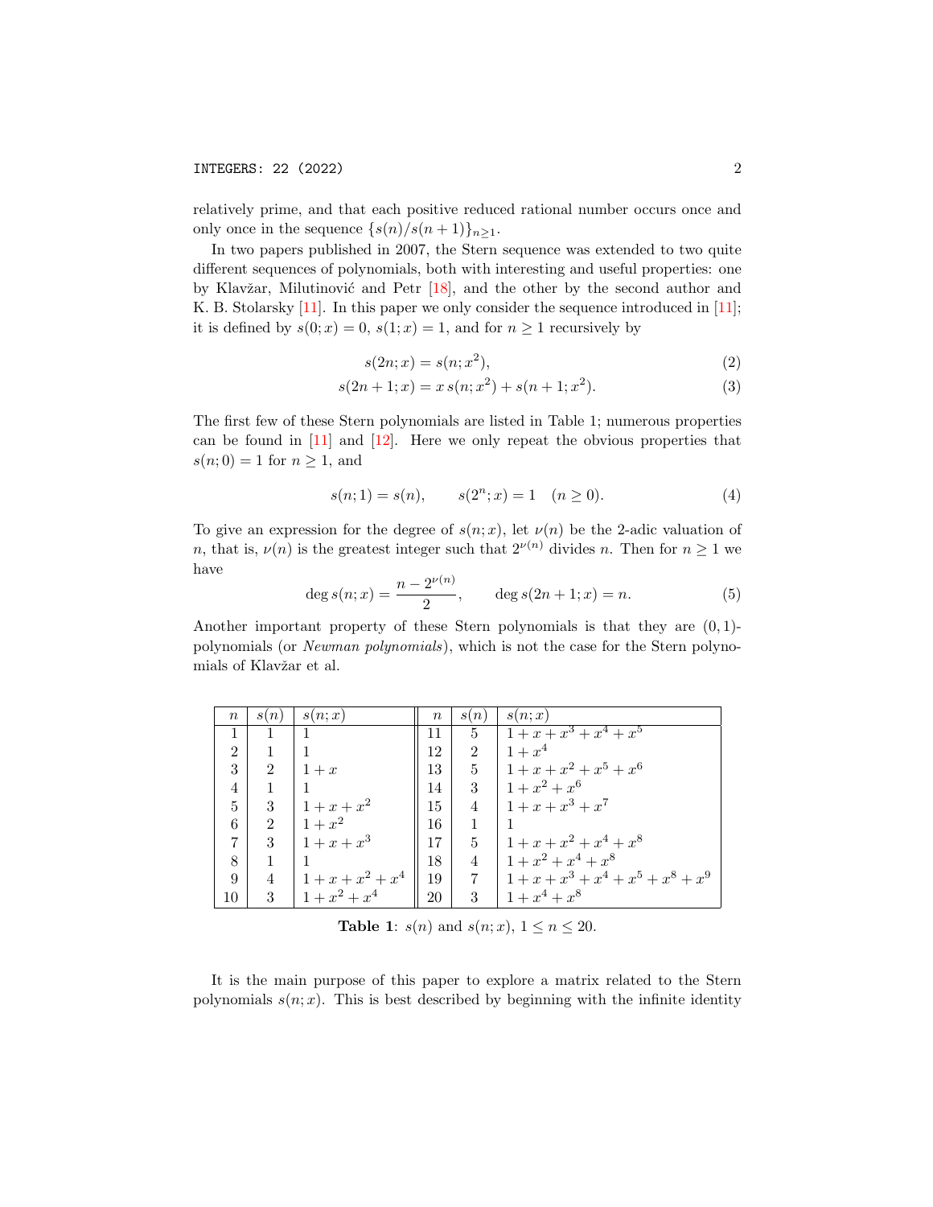relatively prime, and that each positive reduced rational number occurs once and only once in the sequence $\{s(n)/s(n+1)\}_{n\geq 1}$.

In two papers published in 2007, the Stern sequence was extended to two quite different sequences of polynomials, both with interesting and useful properties: one by Klavžar, Milutinović and Petr [18], and the other by the second author and K. B. Stolarsky [11]. In this paper we only consider the sequence introduced in [11]; it is defined by $s(0;x)=0$, $s(1;x)=1$, and for $n\geq 1$ recursively by

$$s(2n;x) = s(n;x^2), \tag{2}$$

$$s(2n+1;x) = x\,s(n;x^2) + s(n+1;x^2). \tag{3}$$

The first few of these Stern polynomials are listed in Table 1; numerous properties can be found in [11] and [12]. Here we only repeat the obvious properties that $s(n;0)=1$ for $n\geq 1$, and

$$s(n;1) = s(n), \qquad s(2^n;x) = 1 \quad (n\geq 0). \tag{4}$$

To give an expression for the degree of $s(n;x)$, let $\nu(n)$ be the 2-adic valuation of $n$, that is, $\nu(n)$ is the greatest integer such that $2^{\nu(n)}$ divides $n$. Then for $n\geq 1$ we have

$$\deg s(n;x) = \frac{n-2^{\nu(n)}}{2}, \qquad \deg s(2n+1;x) = n. \tag{5}$$

Another important property of these Stern polynomials is that they are $(0,1)$-polynomials (or *Newman polynomials*), which is not the case for the Stern polynomials of Klavžar et al.

| $n$ | $s(n)$ | $s(n;x)$ | $n$ | $s(n)$ | $s(n;x)$ |
|---|---|---|---|---|---|
| 1 | 1 | $1$ | 11 | 5 | $1+x+x^3+x^4+x^5$ |
| 2 | 1 | $1$ | 12 | 2 | $1+x^4$ |
| 3 | 2 | $1+x$ | 13 | 5 | $1+x+x^2+x^5+x^6$ |
| 4 | 1 | $1$ | 14 | 3 | $1+x^2+x^6$ |
| 5 | 3 | $1+x+x^2$ | 15 | 4 | $1+x+x^3+x^7$ |
| 6 | 2 | $1+x^2$ | 16 | 1 | $1$ |
| 7 | 3 | $1+x+x^3$ | 17 | 5 | $1+x+x^2+x^4+x^8$ |
| 8 | 1 | $1$ | 18 | 4 | $1+x^2+x^4+x^8$ |
| 9 | 4 | $1+x+x^2+x^4$ | 19 | 7 | $1+x+x^3+x^4+x^5+x^8+x^9$ |
| 10 | 3 | $1+x^2+x^4$ | 20 | 3 | $1+x^4+x^8$ |

**Table 1**: $s(n)$ and $s(n;x)$, $1\leq n\leq 20$.

It is the main purpose of this paper to explore a matrix related to the Stern polynomials $s(n;x)$. This is best described by beginning with the infinite identity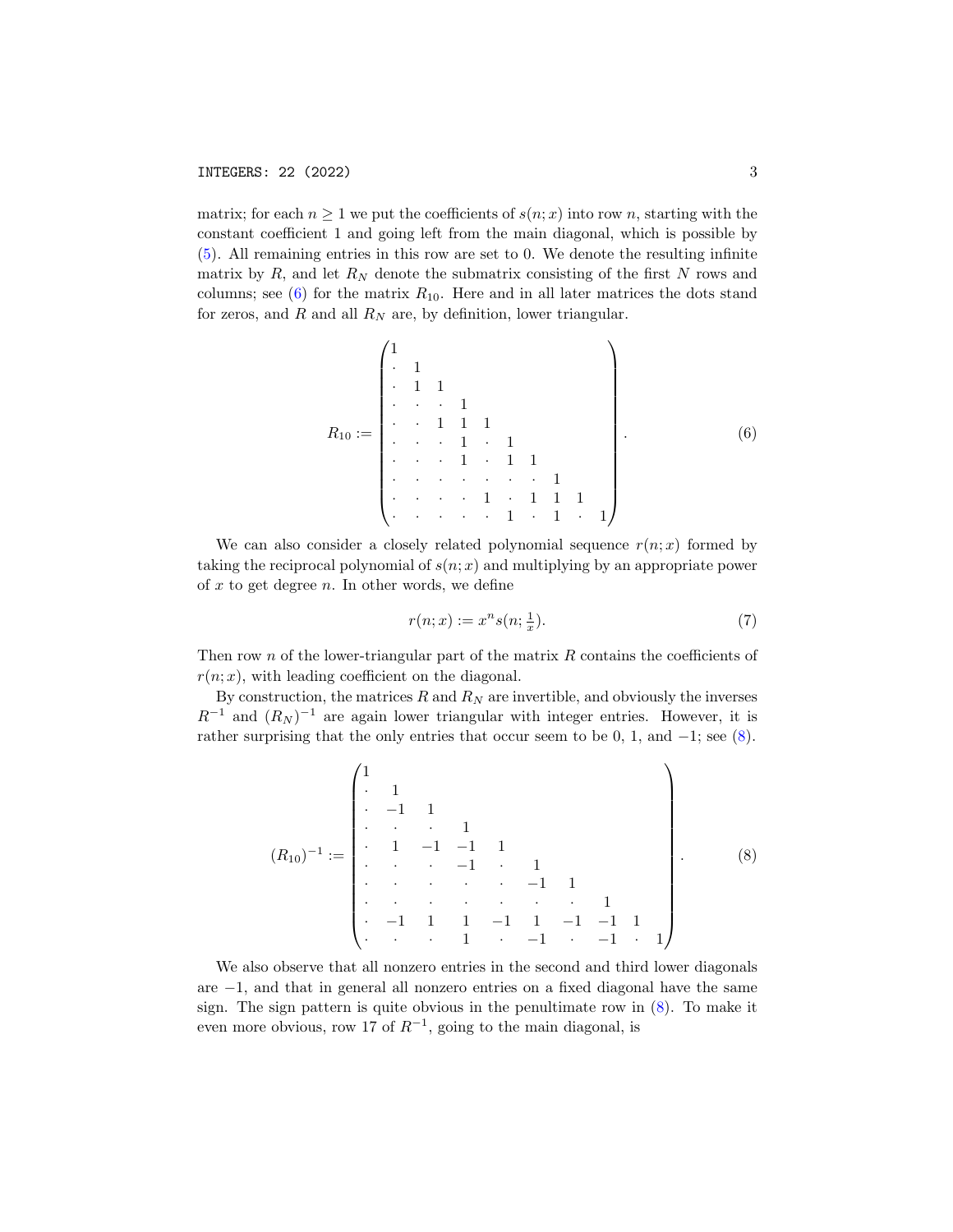matrix; for each $n \geq 1$ we put the coefficients of $s(n;x)$ into row $n$, starting with the constant coefficient 1 and going left from the main diagonal, which is possible by (5). All remaining entries in this row are set to 0. We denote the resulting infinite matrix by $R$, and let $R_N$ denote the submatrix consisting of the first $N$ rows and columns; see (6) for the matrix $R_{10}$. Here and in all later matrices the dots stand for zeros, and $R$ and all $R_N$ are, by definition, lower triangular.

$$R_{10} := \begin{pmatrix} 1 & & & & & & & & & \\ \cdot & 1 & & & & & & & & \\ \cdot & 1 & 1 & & & & & & & \\ \cdot & \cdot & \cdot & 1 & & & & & & \\ \cdot & \cdot & 1 & 1 & 1 & & & & & \\ \cdot & \cdot & \cdot & 1 & \cdot & 1 & & & & \\ \cdot & \cdot & \cdot & 1 & \cdot & 1 & 1 & & & \\ \cdot & \cdot & \cdot & \cdot & \cdot & \cdot & \cdot & 1 & & \\ \cdot & \cdot & \cdot & \cdot & 1 & \cdot & 1 & 1 & 1 & \\ \cdot & \cdot & \cdot & \cdot & \cdot & 1 & \cdot & 1 & \cdot & 1 \end{pmatrix}. \tag{6}$$

We can also consider a closely related polynomial sequence $r(n;x)$ formed by taking the reciprocal polynomial of $s(n;x)$ and multiplying by an appropriate power of $x$ to get degree $n$. In other words, we define

$$r(n;x) := x^n s(n; \tfrac{1}{x}). \tag{7}$$

Then row $n$ of the lower-triangular part of the matrix $R$ contains the coefficients of $r(n;x)$, with leading coefficient on the diagonal.

By construction, the matrices $R$ and $R_N$ are invertible, and obviously the inverses $R^{-1}$ and $(R_N)^{-1}$ are again lower triangular with integer entries. However, it is rather surprising that the only entries that occur seem to be 0, 1, and $-1$; see (8).

$$(R_{10})^{-1} := \begin{pmatrix} 1 & & & & & & & & & \\ \cdot & 1 & & & & & & & & \\ \cdot & -1 & 1 & & & & & & & \\ \cdot & \cdot & \cdot & 1 & & & & & & \\ \cdot & 1 & -1 & -1 & 1 & & & & & \\ \cdot & \cdot & \cdot & -1 & \cdot & 1 & & & & \\ \cdot & \cdot & \cdot & \cdot & \cdot & -1 & 1 & & & \\ \cdot & \cdot & \cdot & \cdot & \cdot & \cdot & \cdot & 1 & & \\ \cdot & -1 & 1 & 1 & -1 & 1 & -1 & -1 & 1 & \\ \cdot & \cdot & \cdot & 1 & \cdot & -1 & \cdot & -1 & \cdot & 1 \end{pmatrix}. \tag{8}$$

We also observe that all nonzero entries in the second and third lower diagonals are $-1$, and that in general all nonzero entries on a fixed diagonal have the same sign. The sign pattern is quite obvious in the penultimate row in (8). To make it even more obvious, row 17 of $R^{-1}$, going to the main diagonal, is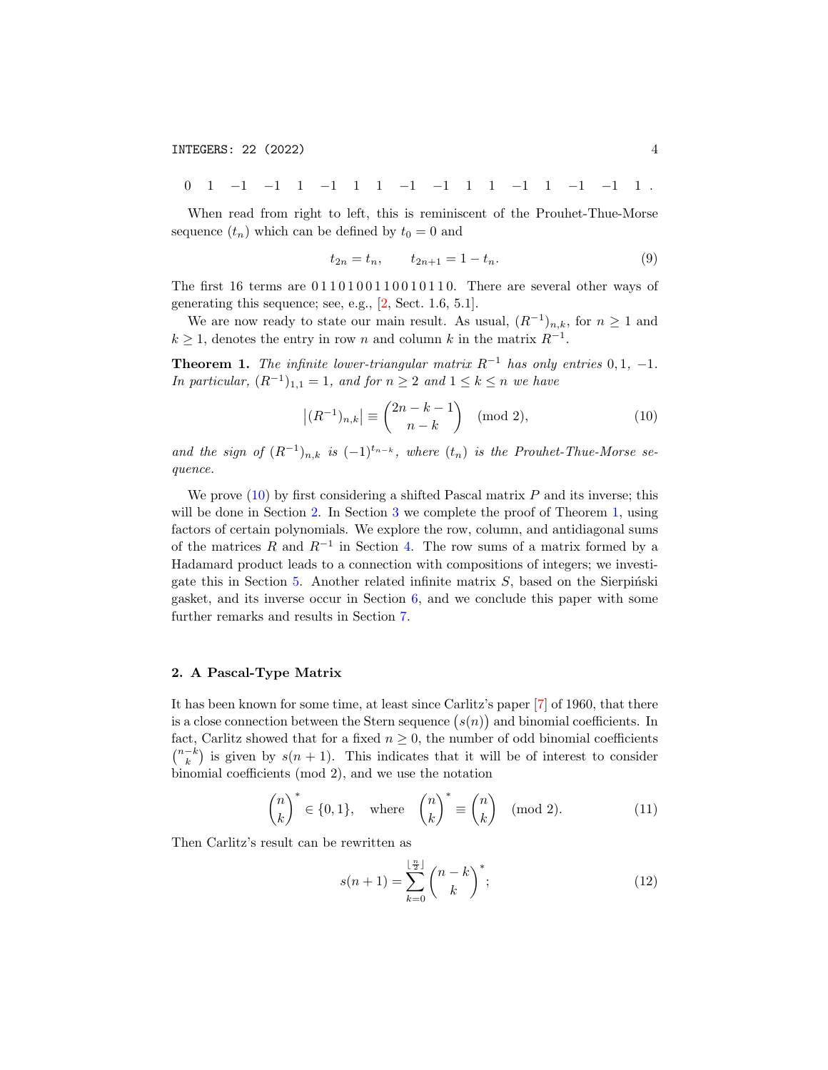$$0 \quad 1 \quad -1 \quad -1 \quad 1 \quad -1 \quad 1 \quad 1 \quad -1 \quad -1 \quad 1 \quad 1 \quad -1 \quad 1 \quad -1 \quad -1 \quad 1\ .$$

When read from right to left, this is reminiscent of the Prouhet-Thue-Morse sequence $(t_n)$ which can be defined by $t_0 = 0$ and

$$t_{2n} = t_n, \qquad t_{2n+1} = 1 - t_n. \tag{9}$$

The first 16 terms are 0 1 1 0 1 0 0 1 1 0 0 1 0 1 1 0. There are several other ways of generating this sequence; see, e.g., [2, Sect. 1.6, 5.1].

We are now ready to state our main result. As usual, $(R^{-1})_{n,k}$, for $n \geq 1$ and $k \geq 1$, denotes the entry in row $n$ and column $k$ in the matrix $R^{-1}$.

**Theorem 1.** *The infinite lower-triangular matrix $R^{-1}$ has only entries $0, 1, -1$. In particular, $(R^{-1})_{1,1} = 1$, and for $n \geq 2$ and $1 \leq k \leq n$ we have*

$$\big|(R^{-1})_{n,k}\big| \equiv \binom{2n-k-1}{n-k} \pmod 2, \tag{10}$$

*and the sign of $(R^{-1})_{n,k}$ is $(-1)^{t_{n-k}}$, where $(t_n)$ is the Prouhet-Thue-Morse sequence.*

We prove (10) by first considering a shifted Pascal matrix $P$ and its inverse; this will be done in Section 2. In Section 3 we complete the proof of Theorem 1, using factors of certain polynomials. We explore the row, column, and antidiagonal sums of the matrices $R$ and $R^{-1}$ in Section 4. The row sums of a matrix formed by a Hadamard product leads to a connection with compositions of integers; we investigate this in Section 5. Another related infinite matrix $S$, based on the Sierpiński gasket, and its inverse occur in Section 6, and we conclude this paper with some further remarks and results in Section 7.

## 2. A Pascal-Type Matrix

It has been known for some time, at least since Carlitz's paper [7] of 1960, that there is a close connection between the Stern sequence $\big(s(n)\big)$ and binomial coefficients. In fact, Carlitz showed that for a fixed $n \geq 0$, the number of odd binomial coefficients $\binom{n-k}{k}$ is given by $s(n+1)$. This indicates that it will be of interest to consider binomial coefficients (mod 2), and we use the notation

$$\binom{n}{k}^* \in \{0, 1\}, \quad \text{where} \quad \binom{n}{k}^* \equiv \binom{n}{k} \pmod 2. \tag{11}$$

Then Carlitz's result can be rewritten as

$$s(n+1) = \sum_{k=0}^{\lfloor \frac{n}{2} \rfloor} \binom{n-k}{k}^*; \tag{12}$$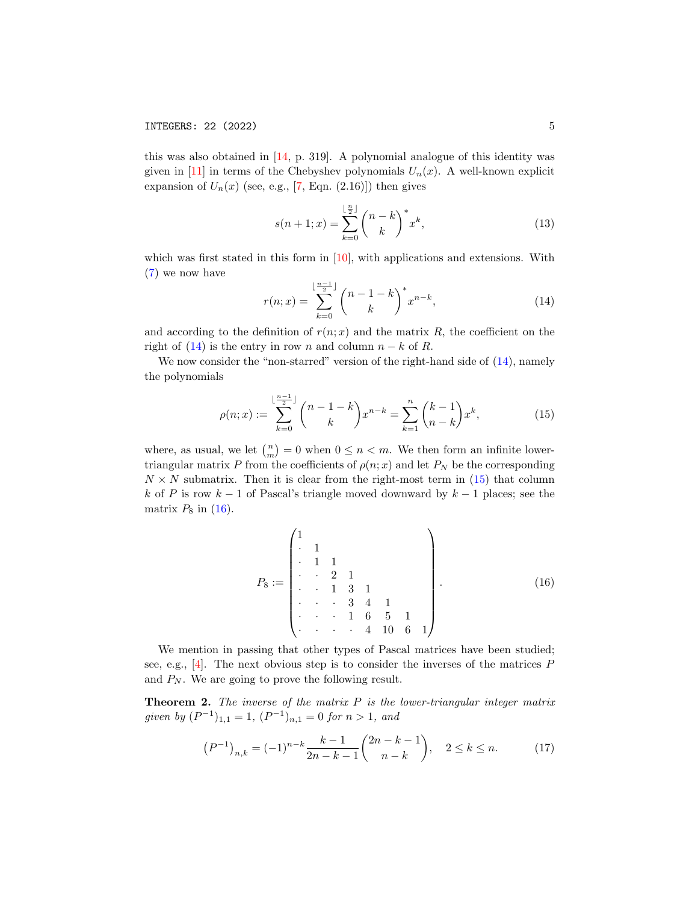this was also obtained in [14, p. 319]. A polynomial analogue of this identity was given in [11] in terms of the Chebyshev polynomials $U_n(x)$. A well-known explicit expansion of $U_n(x)$ (see, e.g., [7, Eqn. (2.16)]) then gives

$$s(n+1;x) = \sum_{k=0}^{\lfloor\frac{n}{2}\rfloor} \binom{n-k}{k}^* x^k, \tag{13}$$

which was first stated in this form in [10], with applications and extensions. With (7) we now have

$$r(n;x) = \sum_{k=0}^{\lfloor\frac{n-1}{2}\rfloor} \binom{n-1-k}{k}^* x^{n-k}, \tag{14}$$

and according to the definition of $r(n;x)$ and the matrix $R$, the coefficient on the right of (14) is the entry in row $n$ and column $n-k$ of $R$.

We now consider the "non-starred" version of the right-hand side of (14), namely the polynomials

$$\rho(n;x) := \sum_{k=0}^{\lfloor\frac{n-1}{2}\rfloor} \binom{n-1-k}{k} x^{n-k} = \sum_{k=1}^{n} \binom{k-1}{n-k} x^k, \tag{15}$$

where, as usual, we let $\binom{n}{m} = 0$ when $0 \le n < m$. We then form an infinite lower-triangular matrix $P$ from the coefficients of $\rho(n;x)$ and let $P_N$ be the corresponding $N \times N$ submatrix. Then it is clear from the right-most term in (15) that column $k$ of $P$ is row $k-1$ of Pascal's triangle moved downward by $k-1$ places; see the matrix $P_8$ in (16).

$$P_8 := \begin{pmatrix} 1 & & & & & & & \\ \cdot & 1 & & & & & & \\ \cdot & 1 & 1 & & & & & \\ \cdot & \cdot & 2 & 1 & & & & \\ \cdot & \cdot & 1 & 3 & 1 & & & \\ \cdot & \cdot & \cdot & 3 & 4 & 1 & & \\ \cdot & \cdot & \cdot & 1 & 6 & 5 & 1 & \\ \cdot & \cdot & \cdot & \cdot & 4 & 10 & 6 & 1 \end{pmatrix}. \tag{16}$$

We mention in passing that other types of Pascal matrices have been studied; see, e.g., [4]. The next obvious step is to consider the inverses of the matrices $P$ and $P_N$. We are going to prove the following result.

**Theorem 2.** *The inverse of the matrix $P$ is the lower-triangular integer matrix given by $(P^{-1})_{1,1} = 1$, $(P^{-1})_{n,1} = 0$ for $n > 1$, and*

$$\left(P^{-1}\right)_{n,k} = (-1)^{n-k} \frac{k-1}{2n-k-1} \binom{2n-k-1}{n-k}, \quad 2 \le k \le n. \tag{17}$$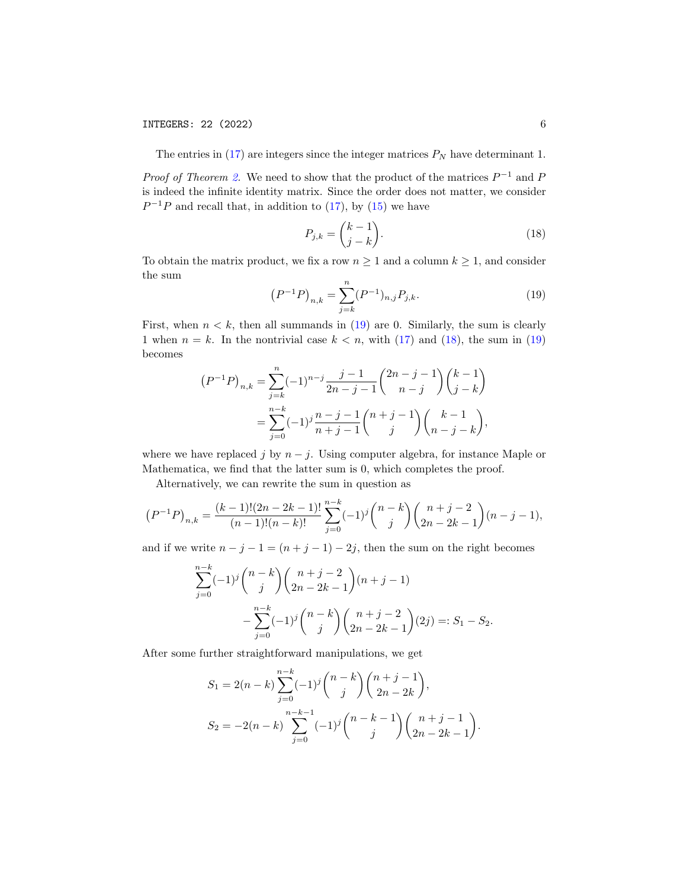The entries in (17) are integers since the integer matrices $P_N$ have determinant 1.

*Proof of Theorem 2.* We need to show that the product of the matrices $P^{-1}$ and $P$ is indeed the infinite identity matrix. Since the order does not matter, we consider $P^{-1}P$ and recall that, in addition to (17), by (15) we have

$$P_{j,k} = \binom{k-1}{j-k}. \tag{18}$$

To obtain the matrix product, we fix a row $n \geq 1$ and a column $k \geq 1$, and consider the sum

$$\left(P^{-1}P\right)_{n,k} = \sum_{j=k}^{n} (P^{-1})_{n,j} P_{j,k}. \tag{19}$$

First, when $n < k$, then all summands in (19) are 0. Similarly, the sum is clearly 1 when $n = k$. In the nontrivial case $k < n$, with (17) and (18), the sum in (19) becomes

$$\begin{aligned}
\left(P^{-1}P\right)_{n,k} &= \sum_{j=k}^{n} (-1)^{n-j} \frac{j-1}{2n-j-1}\binom{2n-j-1}{n-j}\binom{k-1}{j-k} \\
&= \sum_{j=0}^{n-k} (-1)^{j} \frac{n-j-1}{n+j-1}\binom{n+j-1}{j}\binom{k-1}{n-j-k},
\end{aligned}$$

where we have replaced $j$ by $n-j$. Using computer algebra, for instance Maple or Mathematica, we find that the latter sum is 0, which completes the proof.

Alternatively, we can rewrite the sum in question as

$$\left(P^{-1}P\right)_{n,k} = \frac{(k-1)!(2n-2k-1)!}{(n-1)!(n-k)!} \sum_{j=0}^{n-k} (-1)^{j} \binom{n-k}{j}\binom{n+j-2}{2n-2k-1}(n-j-1),$$

and if we write $n-j-1 = (n+j-1) - 2j$, then the sum on the right becomes

$$\begin{aligned}
&\sum_{j=0}^{n-k} (-1)^{j} \binom{n-k}{j}\binom{n+j-2}{2n-2k-1}(n+j-1) \\
&\qquad - \sum_{j=0}^{n-k} (-1)^{j} \binom{n-k}{j}\binom{n+j-2}{2n-2k-1}(2j) =: S_1 - S_2.
\end{aligned}$$

After some further straightforward manipulations, we get

$$\begin{aligned}
S_1 &= 2(n-k) \sum_{j=0}^{n-k} (-1)^{j} \binom{n-k}{j}\binom{n+j-1}{2n-2k}, \\
S_2 &= -2(n-k) \sum_{j=0}^{n-k-1} (-1)^{j} \binom{n-k-1}{j}\binom{n+j-1}{2n-2k-1}.
\end{aligned}$$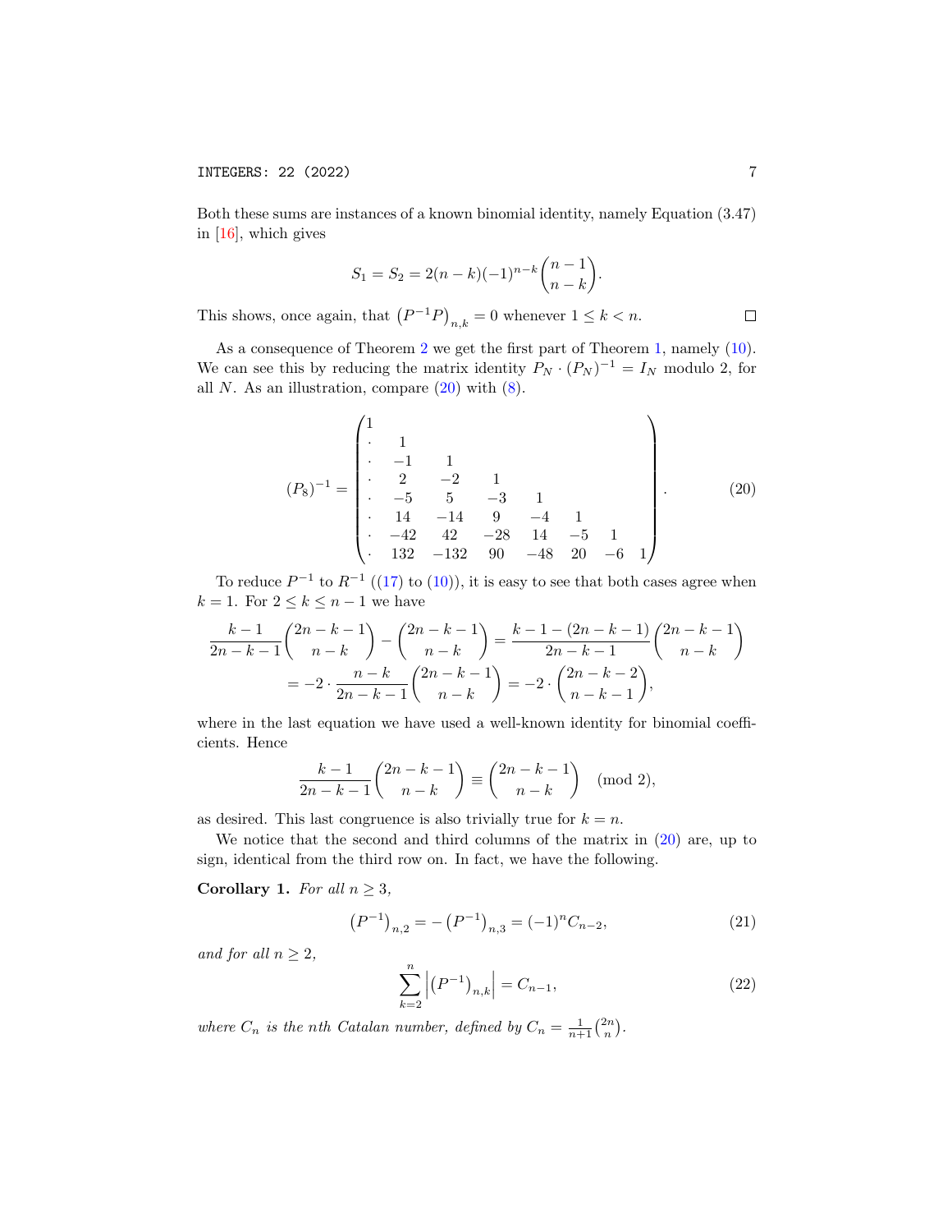Both these sums are instances of a known binomial identity, namely Equation (3.47) in [16], which gives

$$S_1 = S_2 = 2(n-k)(-1)^{n-k}\binom{n-1}{n-k}.$$

This shows, once again, that $\left(P^{-1}P\right)_{n,k} = 0$ whenever $1 \le k < n$. $\square$

As a consequence of Theorem 2 we get the first part of Theorem 1, namely (10). We can see this by reducing the matrix identity $P_N \cdot (P_N)^{-1} = I_N$ modulo 2, for all $N$. As an illustration, compare (20) with (8).

$$(P_8)^{-1} = \begin{pmatrix} 1 & & & & & & & \\ \cdot & 1 & & & & & & \\ \cdot & -1 & 1 & & & & & \\ \cdot & 2 & -2 & 1 & & & & \\ \cdot & -5 & 5 & -3 & 1 & & & \\ \cdot & 14 & -14 & 9 & -4 & 1 & & \\ \cdot & -42 & 42 & -28 & 14 & -5 & 1 & \\ \cdot & 132 & -132 & 90 & -48 & 20 & -6 & 1 \end{pmatrix}. \tag{20}$$

To reduce $P^{-1}$ to $R^{-1}$ ((17) to (10)), it is easy to see that both cases agree when $k = 1$. For $2 \le k \le n-1$ we have

$$\begin{aligned} \frac{k-1}{2n-k-1}\binom{2n-k-1}{n-k} - \binom{2n-k-1}{n-k} &= \frac{k-1-(2n-k-1)}{2n-k-1}\binom{2n-k-1}{n-k} \\ &= -2 \cdot \frac{n-k}{2n-k-1}\binom{2n-k-1}{n-k} = -2 \cdot \binom{2n-k-2}{n-k-1}, \end{aligned}$$

where in the last equation we have used a well-known identity for binomial coefficients. Hence

$$\frac{k-1}{2n-k-1}\binom{2n-k-1}{n-k} \equiv \binom{2n-k-1}{n-k} \pmod 2,$$

as desired. This last congruence is also trivially true for $k = n$.

We notice that the second and third columns of the matrix in (20) are, up to sign, identical from the third row on. In fact, we have the following.

**Corollary 1.** *For all $n \ge 3$,*

$$\left(P^{-1}\right)_{n,2} = -\left(P^{-1}\right)_{n,3} = (-1)^n C_{n-2}, \tag{21}$$

*and for all $n \ge 2$,*

$$\sum_{k=2}^{n} \left|\left(P^{-1}\right)_{n,k}\right| = C_{n-1}, \tag{22}$$

*where $C_n$ is the $n$th Catalan number, defined by $C_n = \frac{1}{n+1}\binom{2n}{n}$.*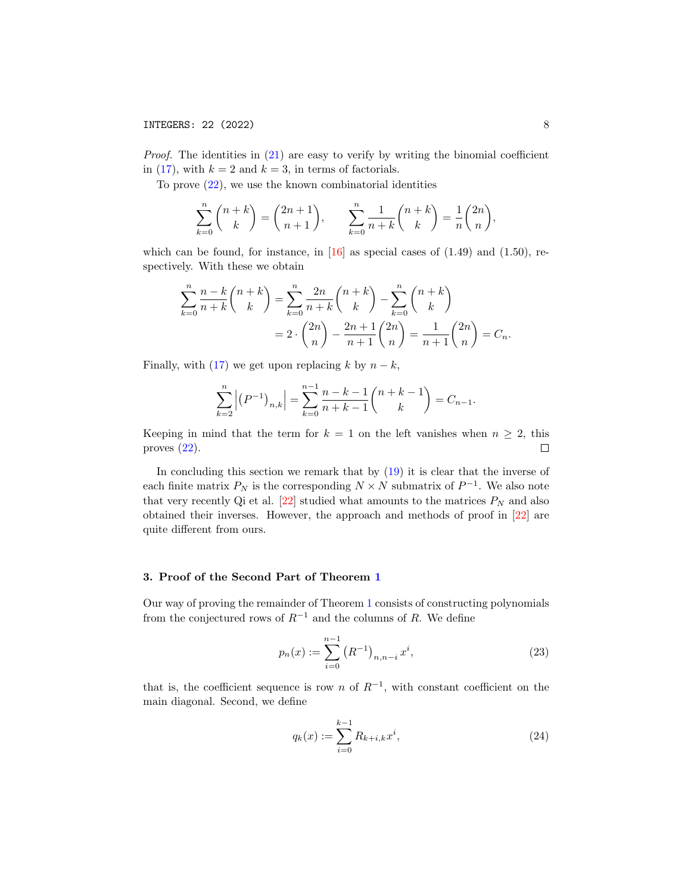*Proof.* The identities in (21) are easy to verify by writing the binomial coefficient in (17), with $k = 2$ and $k = 3$, in terms of factorials.

To prove (22), we use the known combinatorial identities

$$\sum_{k=0}^{n} \binom{n+k}{k} = \binom{2n+1}{n+1}, \qquad \sum_{k=0}^{n} \frac{1}{n+k}\binom{n+k}{k} = \frac{1}{n}\binom{2n}{n},$$

which can be found, for instance, in [16] as special cases of (1.49) and (1.50), respectively. With these we obtain

$$\begin{aligned} \sum_{k=0}^{n} \frac{n-k}{n+k}\binom{n+k}{k} &= \sum_{k=0}^{n} \frac{2n}{n+k}\binom{n+k}{k} - \sum_{k=0}^{n}\binom{n+k}{k} \\ &= 2\cdot\binom{2n}{n} - \frac{2n+1}{n+1}\binom{2n}{n} = \frac{1}{n+1}\binom{2n}{n} = C_n. \end{aligned}$$

Finally, with (17) we get upon replacing $k$ by $n-k$,

$$\sum_{k=2}^{n} \left|\left(P^{-1}\right)_{n,k}\right| = \sum_{k=0}^{n-1} \frac{n-k-1}{n+k-1}\binom{n+k-1}{k} = C_{n-1}.$$

Keeping in mind that the term for $k = 1$ on the left vanishes when $n \geq 2$, this proves (22). □

In concluding this section we remark that by (19) it is clear that the inverse of each finite matrix $P_N$ is the corresponding $N \times N$ submatrix of $P^{-1}$. We also note that very recently Qi et al. [22] studied what amounts to the matrices $P_N$ and also obtained their inverses. However, the approach and methods of proof in [22] are quite different from ours.

## 3. Proof of the Second Part of Theorem 1

Our way of proving the remainder of Theorem 1 consists of constructing polynomials from the conjectured rows of $R^{-1}$ and the columns of $R$. We define

$$p_n(x) := \sum_{i=0}^{n-1} \left(R^{-1}\right)_{n,n-i} x^i, \tag{23}$$

that is, the coefficient sequence is row $n$ of $R^{-1}$, with constant coefficient on the main diagonal. Second, we define

$$q_k(x) := \sum_{i=0}^{k-1} R_{k+i,k} x^i, \tag{24}$$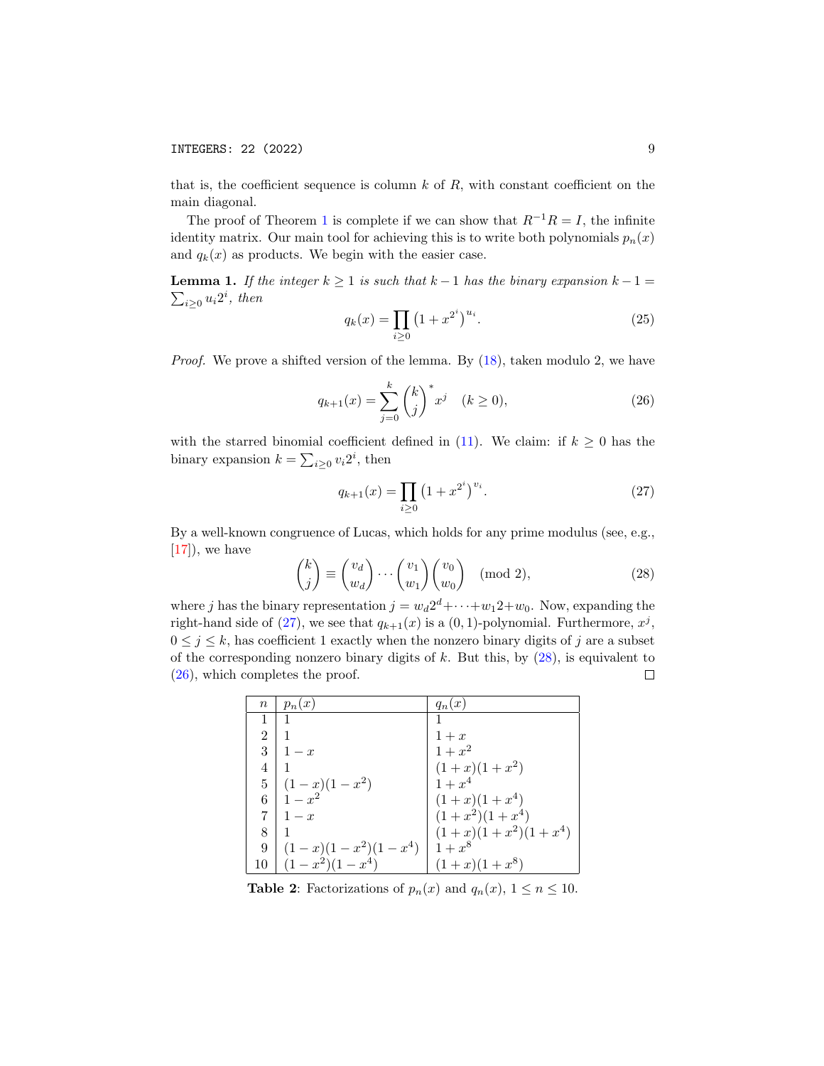that is, the coefficient sequence is column $k$ of $R$, with constant coefficient on the main diagonal.

The proof of Theorem 1 is complete if we can show that $R^{-1}R = I$, the infinite identity matrix. Our main tool for achieving this is to write both polynomials $p_n(x)$ and $q_k(x)$ as products. We begin with the easier case.

**Lemma 1.** *If the integer $k \geq 1$ is such that $k-1$ has the binary expansion $k-1 = \sum_{i\geq 0} u_i 2^i$, then*

$$q_k(x) = \prod_{i\geq 0} \left(1+x^{2^i}\right)^{u_i}. \tag{25}$$

*Proof.* We prove a shifted version of the lemma. By (18), taken modulo 2, we have

$$q_{k+1}(x) = \sum_{j=0}^{k} \binom{k}{j}^{*} x^j \quad (k \geq 0), \tag{26}$$

with the starred binomial coefficient defined in (11). We claim: if $k \geq 0$ has the binary expansion $k = \sum_{i\geq 0} v_i 2^i$, then

$$q_{k+1}(x) = \prod_{i\geq 0} \left(1+x^{2^i}\right)^{v_i}. \tag{27}$$

By a well-known congruence of Lucas, which holds for any prime modulus (see, e.g., [17]), we have

$$\binom{k}{j} \equiv \binom{v_d}{w_d} \cdots \binom{v_1}{w_1}\binom{v_0}{w_0} \pmod 2, \tag{28}$$

where $j$ has the binary representation $j = w_d 2^d + \cdots + w_1 2 + w_0$. Now, expanding the right-hand side of (27), we see that $q_{k+1}(x)$ is a $(0,1)$-polynomial. Furthermore, $x^j$, $0 \leq j \leq k$, has coefficient 1 exactly when the nonzero binary digits of $j$ are a subset of the corresponding nonzero binary digits of $k$. But this, by (28), is equivalent to (26), which completes the proof. □

| $n$ | $p_n(x)$ | $q_n(x)$ |
|---|---|---|
| 1 | $1$ | $1$ |
| 2 | $1$ | $1+x$ |
| 3 | $1-x$ | $1+x^2$ |
| 4 | $1$ | $(1+x)(1+x^2)$ |
| 5 | $(1-x)(1-x^2)$ | $1+x^4$ |
| 6 | $1-x^2$ | $(1+x)(1+x^4)$ |
| 7 | $1-x$ | $(1+x^2)(1+x^4)$ |
| 8 | $1$ | $(1+x)(1+x^2)(1+x^4)$ |
| 9 | $(1-x)(1-x^2)(1-x^4)$ | $1+x^8$ |
| 10 | $(1-x^2)(1-x^4)$ | $(1+x)(1+x^8)$ |

**Table 2**: Factorizations of $p_n(x)$ and $q_n(x)$, $1 \leq n \leq 10$.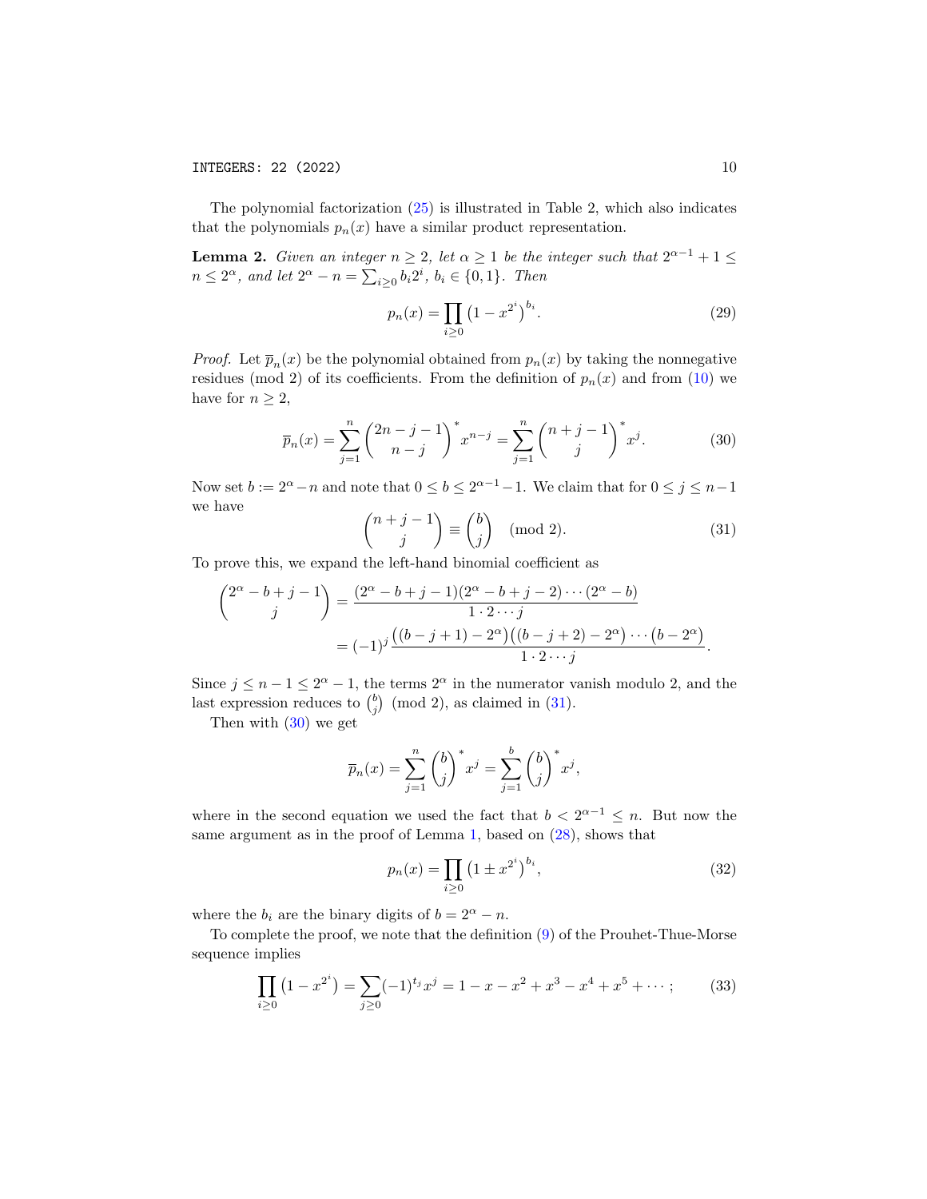The polynomial factorization (25) is illustrated in Table 2, which also indicates that the polynomials $p_n(x)$ have a similar product representation.

**Lemma 2.** *Given an integer $n \geq 2$, let $\alpha \geq 1$ be the integer such that $2^{\alpha-1}+1 \leq n \leq 2^{\alpha}$, and let $2^{\alpha} - n = \sum_{i\geq 0} b_i 2^i$, $b_i \in \{0,1\}$. Then*

$$p_n(x) = \prod_{i\geq 0}\left(1 - x^{2^i}\right)^{b_i}. \tag{29}$$

*Proof.* Let $\overline{p}_n(x)$ be the polynomial obtained from $p_n(x)$ by taking the nonnegative residues (mod 2) of its coefficients. From the definition of $p_n(x)$ and from (10) we have for $n \geq 2$,

$$\overline{p}_n(x) = \sum_{j=1}^{n}\binom{2n-j-1}{n-j}^{*} x^{n-j} = \sum_{j=1}^{n}\binom{n+j-1}{j}^{*} x^{j}. \tag{30}$$

Now set $b := 2^{\alpha} - n$ and note that $0 \leq b \leq 2^{\alpha-1}-1$. We claim that for $0 \leq j \leq n-1$ we have

$$\binom{n+j-1}{j} \equiv \binom{b}{j} \pmod{2}. \tag{31}$$

To prove this, we expand the left-hand binomial coefficient as

$$\begin{aligned}
\binom{2^{\alpha}-b+j-1}{j} &= \frac{(2^{\alpha}-b+j-1)(2^{\alpha}-b+j-2)\cdots(2^{\alpha}-b)}{1\cdot 2\cdots j} \\
&= (-1)^{j}\frac{\big((b-j+1)-2^{\alpha}\big)\big((b-j+2)-2^{\alpha}\big)\cdots\big(b-2^{\alpha}\big)}{1\cdot 2\cdots j}.
\end{aligned}$$

Since $j \leq n-1 \leq 2^{\alpha}-1$, the terms $2^{\alpha}$ in the numerator vanish modulo 2, and the last expression reduces to $\binom{b}{j} \pmod{2}$, as claimed in (31).

Then with (30) we get

$$\overline{p}_n(x) = \sum_{j=1}^{n}\binom{b}{j}^{*} x^{j} = \sum_{j=1}^{b}\binom{b}{j}^{*} x^{j},$$

where in the second equation we used the fact that $b < 2^{\alpha-1} \leq n$. But now the same argument as in the proof of Lemma 1, based on (28), shows that

$$p_n(x) = \prod_{i\geq 0}\left(1 \pm x^{2^i}\right)^{b_i}, \tag{32}$$

where the $b_i$ are the binary digits of $b = 2^{\alpha} - n$.

To complete the proof, we note that the definition (9) of the Prouhet-Thue-Morse sequence implies

$$\prod_{i\geq 0}\left(1 - x^{2^i}\right) = \sum_{j\geq 0}(-1)^{t_j}x^j = 1 - x - x^2 + x^3 - x^4 + x^5 + \cdots; \tag{33}$$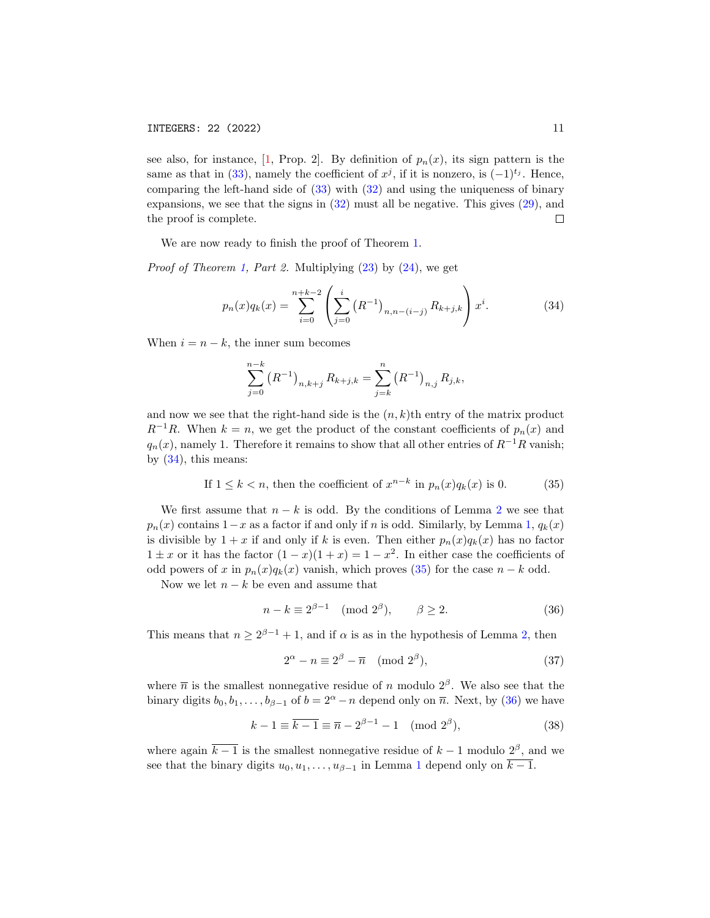see also, for instance, [1, Prop. 2]. By definition of $p_n(x)$, its sign pattern is the same as that in (33), namely the coefficient of $x^j$, if it is nonzero, is $(-1)^{t_j}$. Hence, comparing the left-hand side of (33) with (32) and using the uniqueness of binary expansions, we see that the signs in (32) must all be negative. This gives (29), and the proof is complete. □

We are now ready to finish the proof of Theorem 1.

*Proof of Theorem 1, Part 2.* Multiplying (23) by (24), we get

$$p_n(x)q_k(x) = \sum_{i=0}^{n+k-2}\left(\sum_{j=0}^{i}\left(R^{-1}\right)_{n,n-(i-j)}R_{k+j,k}\right)x^i. \tag{34}$$

When $i = n-k$, the inner sum becomes

$$\sum_{j=0}^{n-k}\left(R^{-1}\right)_{n,k+j}R_{k+j,k} = \sum_{j=k}^{n}\left(R^{-1}\right)_{n,j}R_{j,k},$$

and now we see that the right-hand side is the $(n,k)$th entry of the matrix product $R^{-1}R$. When $k=n$, we get the product of the constant coefficients of $p_n(x)$ and $q_n(x)$, namely 1. Therefore it remains to show that all other entries of $R^{-1}R$ vanish; by (34), this means:

$$\text{If } 1 \le k < n, \text{ then the coefficient of } x^{n-k} \text{ in } p_n(x)q_k(x) \text{ is } 0. \tag{35}$$

We first assume that $n-k$ is odd. By the conditions of Lemma 2 we see that $p_n(x)$ contains $1-x$ as a factor if and only if $n$ is odd. Similarly, by Lemma 1, $q_k(x)$ is divisible by $1+x$ if and only if $k$ is even. Then either $p_n(x)q_k(x)$ has no factor $1\pm x$ or it has the factor $(1-x)(1+x) = 1-x^2$. In either case the coefficients of odd powers of $x$ in $p_n(x)q_k(x)$ vanish, which proves (35) for the case $n-k$ odd.

Now we let $n-k$ be even and assume that

$$n-k \equiv 2^{\beta-1} \pmod{2^\beta}, \qquad \beta \ge 2. \tag{36}$$

This means that $n \ge 2^{\beta-1}+1$, and if $\alpha$ is as in the hypothesis of Lemma 2, then

$$2^\alpha - n \equiv 2^\beta - \overline{n} \pmod{2^\beta}, \tag{37}$$

where $\overline{n}$ is the smallest nonnegative residue of $n$ modulo $2^\beta$. We also see that the binary digits $b_0, b_1, \dots, b_{\beta-1}$ of $b = 2^\alpha - n$ depend only on $\overline{n}$. Next, by (36) we have

$$k-1 \equiv \overline{k-1} \equiv \overline{n} - 2^{\beta-1} - 1 \pmod{2^\beta}, \tag{38}$$

where again $\overline{k-1}$ is the smallest nonnegative residue of $k-1$ modulo $2^\beta$, and we see that the binary digits $u_0, u_1, \dots, u_{\beta-1}$ in Lemma 1 depend only on $\overline{k-1}$.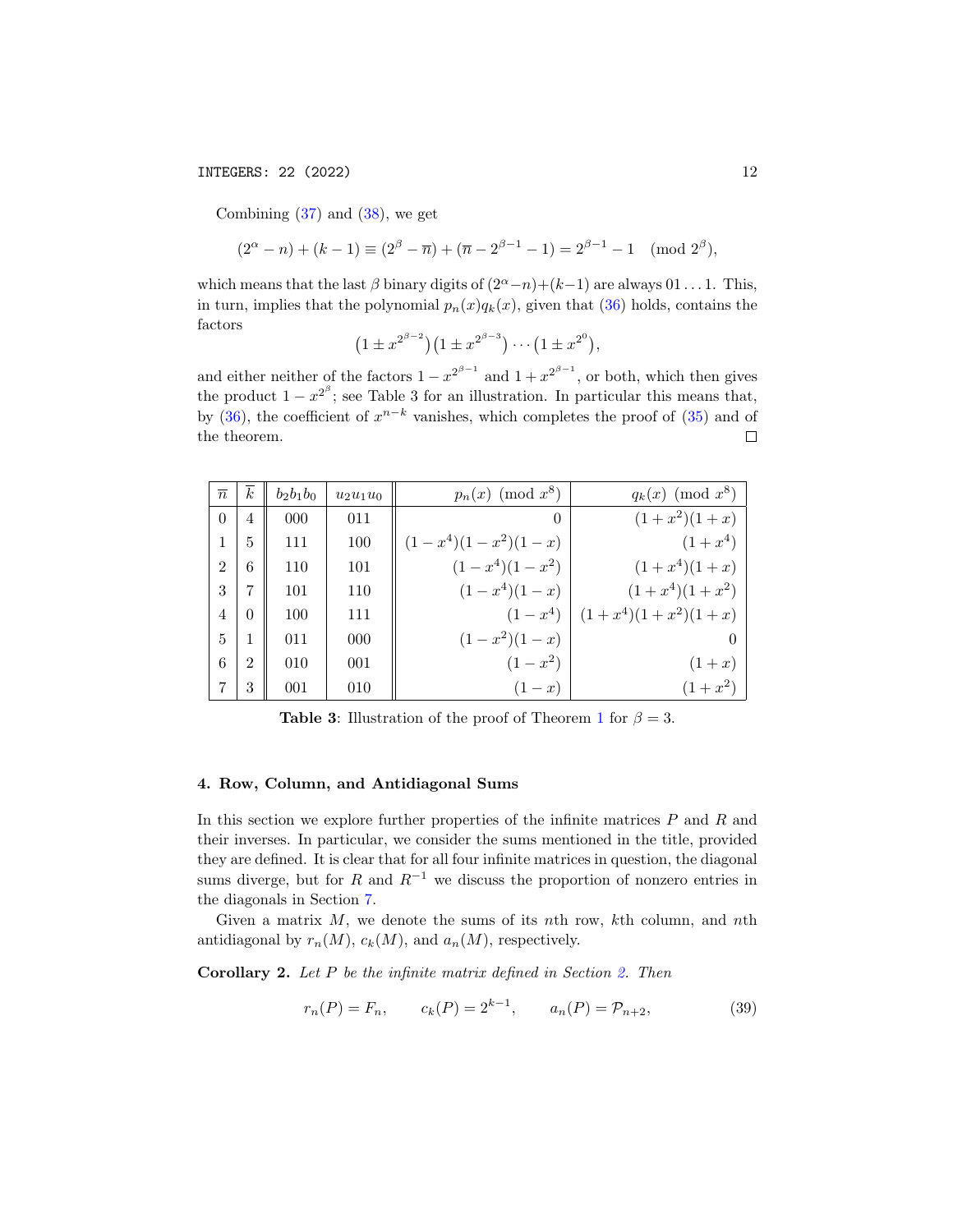Combining (37) and (38), we get

$$(2^\alpha - n) + (k-1) \equiv (2^\beta - \overline{n}) + (\overline{n} - 2^{\beta-1} - 1) = 2^{\beta-1} - 1 \pmod{2^\beta},$$

which means that the last $\beta$ binary digits of $(2^\alpha - n) + (k-1)$ are always $01\ldots1$. This, in turn, implies that the polynomial $p_n(x)q_k(x)$, given that (36) holds, contains the factors

$$\big(1 \pm x^{2^{\beta-2}}\big)\big(1 \pm x^{2^{\beta-3}}\big)\cdots\big(1 \pm x^{2^0}\big),$$

and either neither of the factors $1 - x^{2^{\beta-1}}$ and $1 + x^{2^{\beta-1}}$, or both, which then gives the product $1 - x^{2^\beta}$; see Table 3 for an illustration. In particular this means that, by (36), the coefficient of $x^{n-k}$ vanishes, which completes the proof of (35) and of the theorem. $\square$

| $\overline{n}$ | $\overline{k}$ | $b_2b_1b_0$ | $u_2u_1u_0$ | $p_n(x) \pmod{x^8}$ | $q_k(x) \pmod{x^8}$ |
|---|---|---|---|---|---|
| 0 | 4 | 000 | 011 | $0$ | $(1+x^2)(1+x)$ |
| 1 | 5 | 111 | 100 | $(1-x^4)(1-x^2)(1-x)$ | $(1+x^4)$ |
| 2 | 6 | 110 | 101 | $(1-x^4)(1-x^2)$ | $(1+x^4)(1+x)$ |
| 3 | 7 | 101 | 110 | $(1-x^4)(1-x)$ | $(1+x^4)(1+x^2)$ |
| 4 | 0 | 100 | 111 | $(1-x^4)$ | $(1+x^4)(1+x^2)(1+x)$ |
| 5 | 1 | 011 | 000 | $(1-x^2)(1-x)$ | $0$ |
| 6 | 2 | 010 | 001 | $(1-x^2)$ | $(1+x)$ |
| 7 | 3 | 001 | 010 | $(1-x)$ | $(1+x^2)$ |

**Table 3**: Illustration of the proof of Theorem 1 for $\beta = 3$.

## 4. Row, Column, and Antidiagonal Sums

In this section we explore further properties of the infinite matrices $P$ and $R$ and their inverses. In particular, we consider the sums mentioned in the title, provided they are defined. It is clear that for all four infinite matrices in question, the diagonal sums diverge, but for $R$ and $R^{-1}$ we discuss the proportion of nonzero entries in the diagonals in Section 7.

Given a matrix $M$, we denote the sums of its $n$th row, $k$th column, and $n$th antidiagonal by $r_n(M)$, $c_k(M)$, and $a_n(M)$, respectively.

**Corollary 2.** *Let $P$ be the infinite matrix defined in Section 2. Then*

$$r_n(P) = F_n, \qquad c_k(P) = 2^{k-1}, \qquad a_n(P) = \mathcal{P}_{n+2}, \tag{39}$$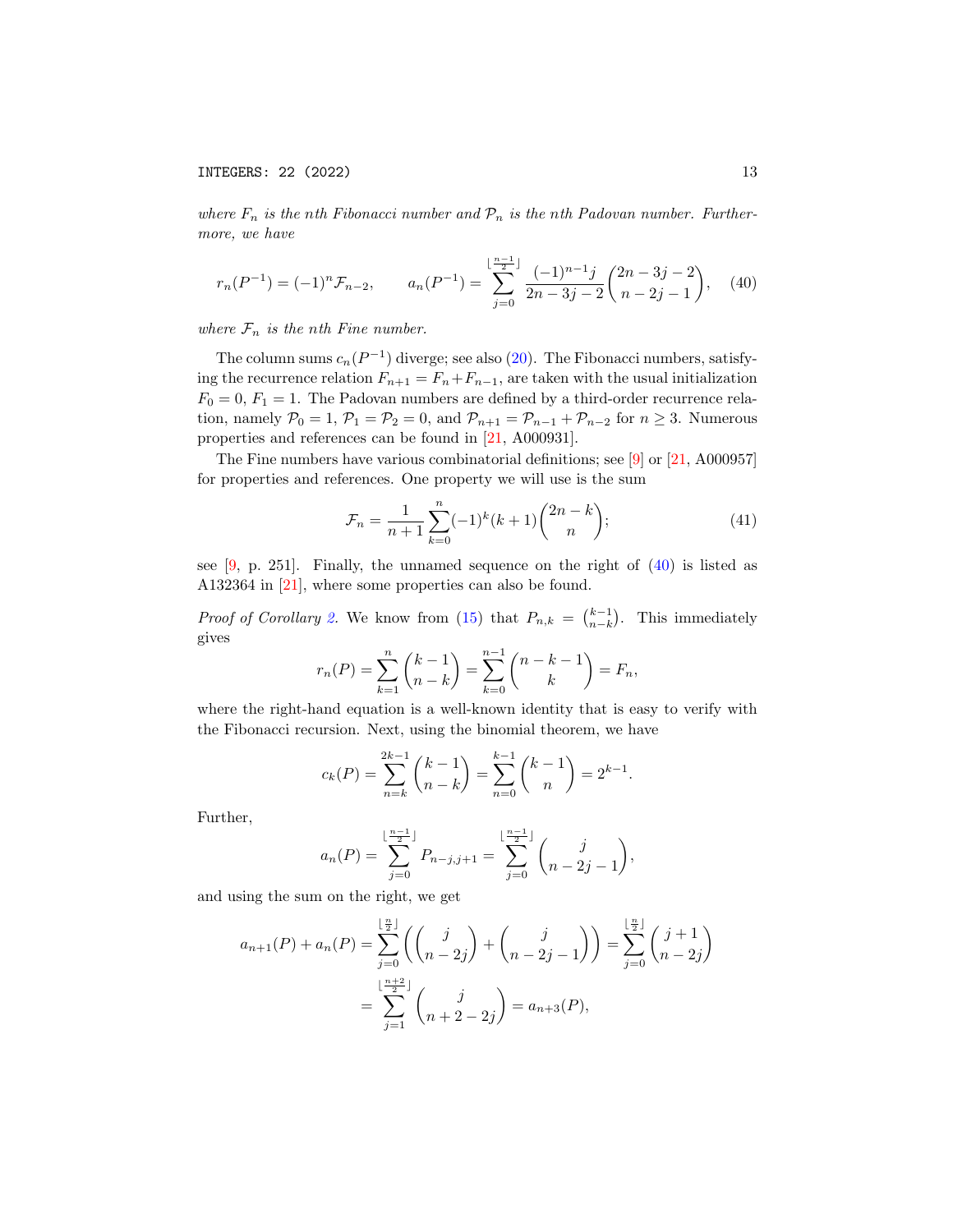*where $F_n$ is the nth Fibonacci number and $\mathcal{P}_n$ is the nth Padovan number. Furthermore, we have*

$$r_n(P^{-1}) = (-1)^n \mathcal{F}_{n-2}, \qquad a_n(P^{-1}) = \sum_{j=0}^{\lfloor \frac{n-1}{2} \rfloor} \frac{(-1)^{n-1} j}{2n-3j-2} \binom{2n-3j-2}{n-2j-1}, \quad (40)$$

*where $\mathcal{F}_n$ is the nth Fine number.*

The column sums $c_n(P^{-1})$ diverge; see also (20). The Fibonacci numbers, satisfying the recurrence relation $F_{n+1} = F_n + F_{n-1}$, are taken with the usual initialization $F_0 = 0$, $F_1 = 1$. The Padovan numbers are defined by a third-order recurrence relation, namely $\mathcal{P}_0 = 1$, $\mathcal{P}_1 = \mathcal{P}_2 = 0$, and $\mathcal{P}_{n+1} = \mathcal{P}_{n-1} + \mathcal{P}_{n-2}$ for $n \geq 3$. Numerous properties and references can be found in [21, A000931].

The Fine numbers have various combinatorial definitions; see [9] or [21, A000957] for properties and references. One property we will use is the sum

$$\mathcal{F}_n = \frac{1}{n+1} \sum_{k=0}^{n} (-1)^k (k+1) \binom{2n-k}{n}; \quad (41)$$

see [9, p. 251]. Finally, the unnamed sequence on the right of (40) is listed as A132364 in [21], where some properties can also be found.

*Proof of Corollary 2.* We know from (15) that $P_{n,k} = \binom{k-1}{n-k}$. This immediately gives

$$r_n(P) = \sum_{k=1}^{n} \binom{k-1}{n-k} = \sum_{k=0}^{n-1} \binom{n-k-1}{k} = F_n,$$

where the right-hand equation is a well-known identity that is easy to verify with the Fibonacci recursion. Next, using the binomial theorem, we have

$$c_k(P) = \sum_{n=k}^{2k-1} \binom{k-1}{n-k} = \sum_{n=0}^{k-1} \binom{k-1}{n} = 2^{k-1}.$$

Further,

$$a_n(P) = \sum_{j=0}^{\lfloor \frac{n-1}{2} \rfloor} P_{n-j,j+1} = \sum_{j=0}^{\lfloor \frac{n-1}{2} \rfloor} \binom{j}{n-2j-1},$$

and using the sum on the right, we get

$$\begin{aligned} a_{n+1}(P) + a_n(P) &= \sum_{j=0}^{\lfloor \frac{n}{2} \rfloor} \left( \binom{j}{n-2j} + \binom{j}{n-2j-1} \right) = \sum_{j=0}^{\lfloor \frac{n}{2} \rfloor} \binom{j+1}{n-2j} \\ &= \sum_{j=1}^{\lfloor \frac{n+2}{2} \rfloor} \binom{j}{n+2-2j} = a_{n+3}(P), \end{aligned}$$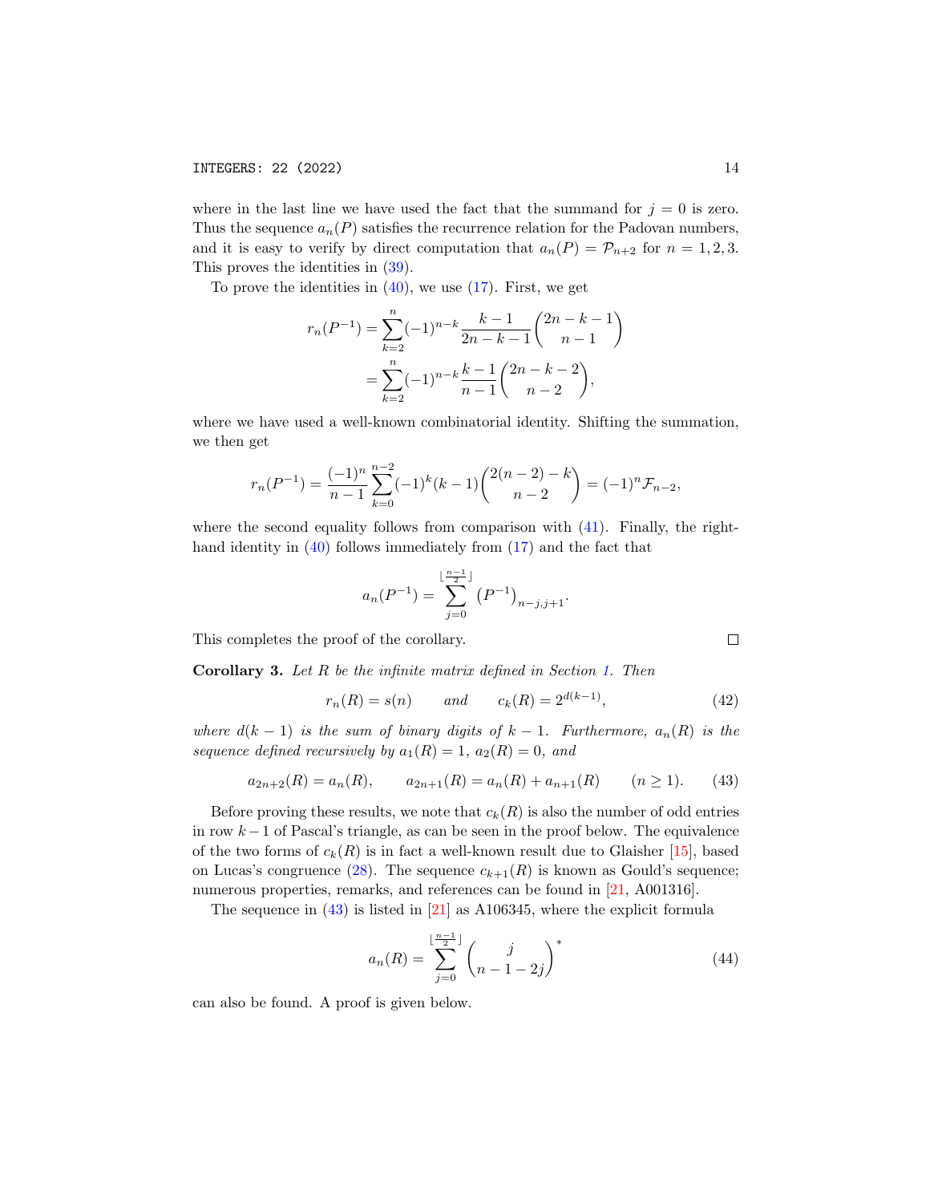where in the last line we have used the fact that the summand for $j = 0$ is zero. Thus the sequence $a_n(P)$ satisfies the recurrence relation for the Padovan numbers, and it is easy to verify by direct computation that $a_n(P) = \mathcal{P}_{n+2}$ for $n = 1, 2, 3$. This proves the identities in (39).

To prove the identities in (40), we use (17). First, we get

$$
\begin{aligned}
r_n(P^{-1}) &= \sum_{k=2}^{n} (-1)^{n-k} \frac{k-1}{2n-k-1} \binom{2n-k-1}{n-1} \\
&= \sum_{k=2}^{n} (-1)^{n-k} \frac{k-1}{n-1} \binom{2n-k-2}{n-2},
\end{aligned}
$$

where we have used a well-known combinatorial identity. Shifting the summation, we then get

$$
r_n(P^{-1}) = \frac{(-1)^n}{n-1} \sum_{k=0}^{n-2} (-1)^k (k-1) \binom{2(n-2)-k}{n-2} = (-1)^n \mathcal{F}_{n-2},
$$

where the second equality follows from comparison with (41). Finally, the right-hand identity in (40) follows immediately from (17) and the fact that

$$
a_n(P^{-1}) = \sum_{j=0}^{\lfloor \frac{n-1}{2} \rfloor} \left(P^{-1}\right)_{n-j,j+1}.
$$

This completes the proof of the corollary. □

**Corollary 3.** *Let $R$ be the infinite matrix defined in Section 1. Then*

$$
r_n(R) = s(n) \qquad \text{and} \qquad c_k(R) = 2^{d(k-1)}, \tag{42}
$$

*where $d(k-1)$ is the sum of binary digits of $k-1$. Furthermore, $a_n(R)$ is the sequence defined recursively by $a_1(R) = 1$, $a_2(R) = 0$, and*

$$
a_{2n+2}(R) = a_n(R), \qquad a_{2n+1}(R) = a_n(R) + a_{n+1}(R) \qquad (n \geq 1). \tag{43}
$$

Before proving these results, we note that $c_k(R)$ is also the number of odd entries in row $k-1$ of Pascal's triangle, as can be seen in the proof below. The equivalence of the two forms of $c_k(R)$ is in fact a well-known result due to Glaisher [15], based on Lucas's congruence (28). The sequence $c_{k+1}(R)$ is known as Gould's sequence; numerous properties, remarks, and references can be found in [21, A001316].

The sequence in (43) is listed in [21] as A106345, where the explicit formula

$$
a_n(R) = \sum_{j=0}^{\lfloor \frac{n-1}{2} \rfloor} \binom{j}{n-1-2j}^* \tag{44}
$$

can also be found. A proof is given below.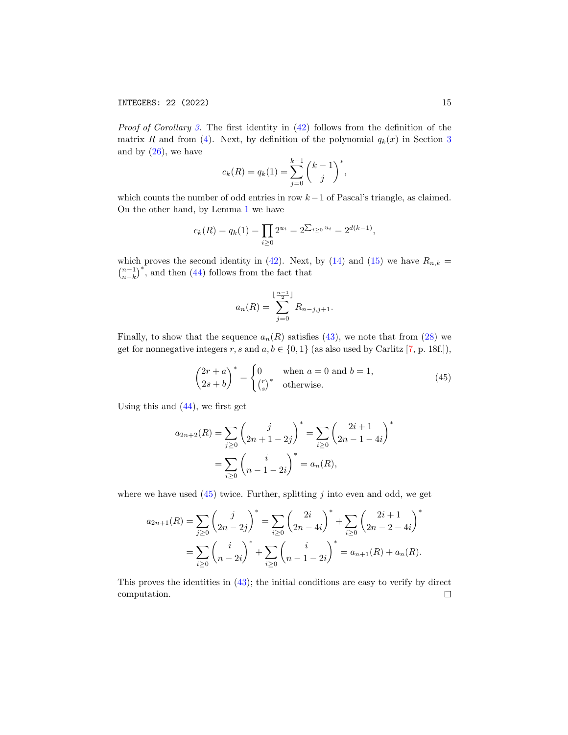*Proof of Corollary 3.* The first identity in (42) follows from the definition of the matrix $R$ and from (4). Next, by definition of the polynomial $q_k(x)$ in Section 3 and by (26), we have

$$c_k(R) = q_k(1) = \sum_{j=0}^{k-1} \binom{k-1}{j}^*,$$

which counts the number of odd entries in row $k-1$ of Pascal's triangle, as claimed. On the other hand, by Lemma 1 we have

$$c_k(R) = q_k(1) = \prod_{i\geq 0} 2^{u_i} = 2^{\sum_{i\geq 0} u_i} = 2^{d(k-1)},$$

which proves the second identity in (42). Next, by (14) and (15) we have $R_{n,k} = \binom{n-1}{n-k}^*$, and then (44) follows from the fact that

$$a_n(R) = \sum_{j=0}^{\lfloor \frac{n-1}{2} \rfloor} R_{n-j,j+1}.$$

Finally, to show that the sequence $a_n(R)$ satisfies (43), we note that from (28) we get for nonnegative integers $r, s$ and $a, b \in \{0, 1\}$ (as also used by Carlitz [7, p. 18f.]),

$$\binom{2r+a}{2s+b}^* = \begin{cases} 0 & \text{when } a = 0 \text{ and } b = 1, \\ \binom{r}{s}^* & \text{otherwise.} \end{cases} \tag{45}$$

Using this and (44), we first get

$$\begin{aligned} a_{2n+2}(R) &= \sum_{j\geq 0} \binom{j}{2n+1-2j}^* = \sum_{i\geq 0} \binom{2i+1}{2n-1-4i}^* \\ &= \sum_{i\geq 0} \binom{i}{n-1-2i}^* = a_n(R), \end{aligned}$$

where we have used (45) twice. Further, splitting $j$ into even and odd, we get

$$\begin{aligned} a_{2n+1}(R) &= \sum_{j\geq 0} \binom{j}{2n-2j}^* = \sum_{i\geq 0} \binom{2i}{2n-4i}^* + \sum_{i\geq 0} \binom{2i+1}{2n-2-4i}^* \\ &= \sum_{i\geq 0} \binom{i}{n-2i}^* + \sum_{i\geq 0} \binom{i}{n-1-2i}^* = a_{n+1}(R) + a_n(R). \end{aligned}$$

This proves the identities in (43); the initial conditions are easy to verify by direct computation. $\square$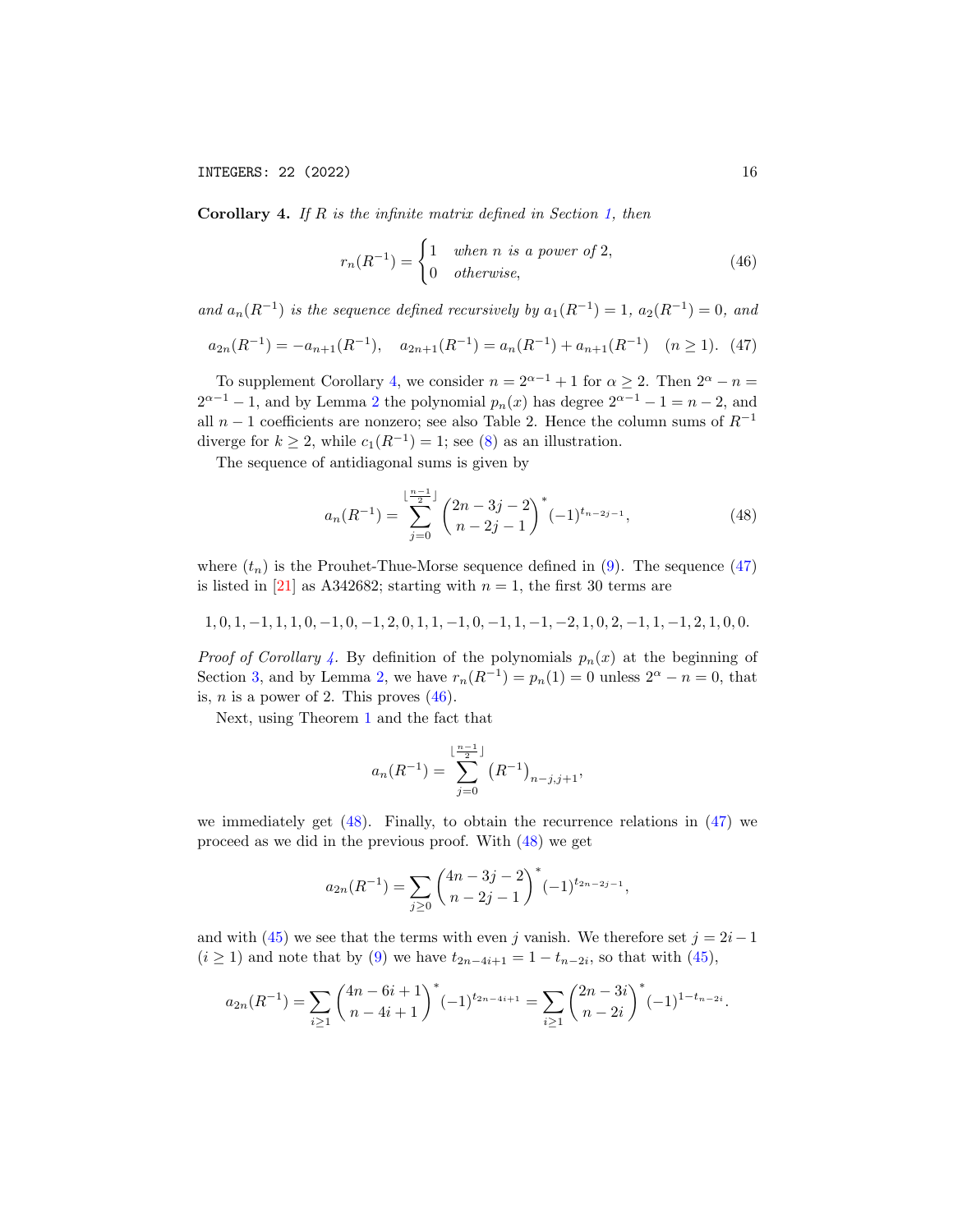**Corollary 4.** *If $R$ is the infinite matrix defined in Section 1, then*

$$r_n(R^{-1}) = \begin{cases} 1 & \text{when } n \text{ is a power of } 2, \\ 0 & \text{otherwise,} \end{cases} \tag{46}$$

*and $a_n(R^{-1})$ is the sequence defined recursively by $a_1(R^{-1}) = 1$, $a_2(R^{-1}) = 0$, and*

$$a_{2n}(R^{-1}) = -a_{n+1}(R^{-1}), \quad a_{2n+1}(R^{-1}) = a_n(R^{-1}) + a_{n+1}(R^{-1}) \quad (n \geq 1). \tag{47}$$

To supplement Corollary 4, we consider $n = 2^{\alpha-1}+1$ for $\alpha \geq 2$. Then $2^\alpha - n = 2^{\alpha-1}-1$, and by Lemma 2 the polynomial $p_n(x)$ has degree $2^{\alpha-1}-1 = n-2$, and all $n-1$ coefficients are nonzero; see also Table 2. Hence the column sums of $R^{-1}$ diverge for $k \geq 2$, while $c_1(R^{-1}) = 1$; see (8) as an illustration.

The sequence of antidiagonal sums is given by

$$a_n(R^{-1}) = \sum_{j=0}^{\lfloor \frac{n-1}{2} \rfloor} \binom{2n-3j-2}{n-2j-1}^* (-1)^{t_{n-2j-1}}, \tag{48}$$

where $(t_n)$ is the Prouhet-Thue-Morse sequence defined in (9). The sequence (47) is listed in [21] as A342682; starting with $n = 1$, the first 30 terms are

$1, 0, 1, -1, 1, 1, 0, -1, 0, -1, 2, 0, 1, 1, -1, 0, -1, 1, -1, -2, 1, 0, 2, -1, 1, -1, 2, 1, 0, 0.$

*Proof of Corollary 4.* By definition of the polynomials $p_n(x)$ at the beginning of Section 3, and by Lemma 2, we have $r_n(R^{-1}) = p_n(1) = 0$ unless $2^\alpha - n = 0$, that is, $n$ is a power of 2. This proves (46).

Next, using Theorem 1 and the fact that

$$a_n(R^{-1}) = \sum_{j=0}^{\lfloor \frac{n-1}{2} \rfloor} (R^{-1})_{n-j,j+1},$$

we immediately get (48). Finally, to obtain the recurrence relations in (47) we proceed as we did in the previous proof. With (48) we get

$$a_{2n}(R^{-1}) = \sum_{j \geq 0} \binom{4n-3j-2}{n-2j-1}^* (-1)^{t_{2n-2j-1}},$$

and with (45) we see that the terms with even $j$ vanish. We therefore set $j = 2i-1$ ($i \geq 1$) and note that by (9) we have $t_{2n-4i+1} = 1 - t_{n-2i}$, so that with (45),

$$a_{2n}(R^{-1}) = \sum_{i \geq 1} \binom{4n-6i+1}{n-4i+1}^* (-1)^{t_{2n-4i+1}} = \sum_{i \geq 1} \binom{2n-3i}{n-2i}^* (-1)^{1-t_{n-2i}}.$$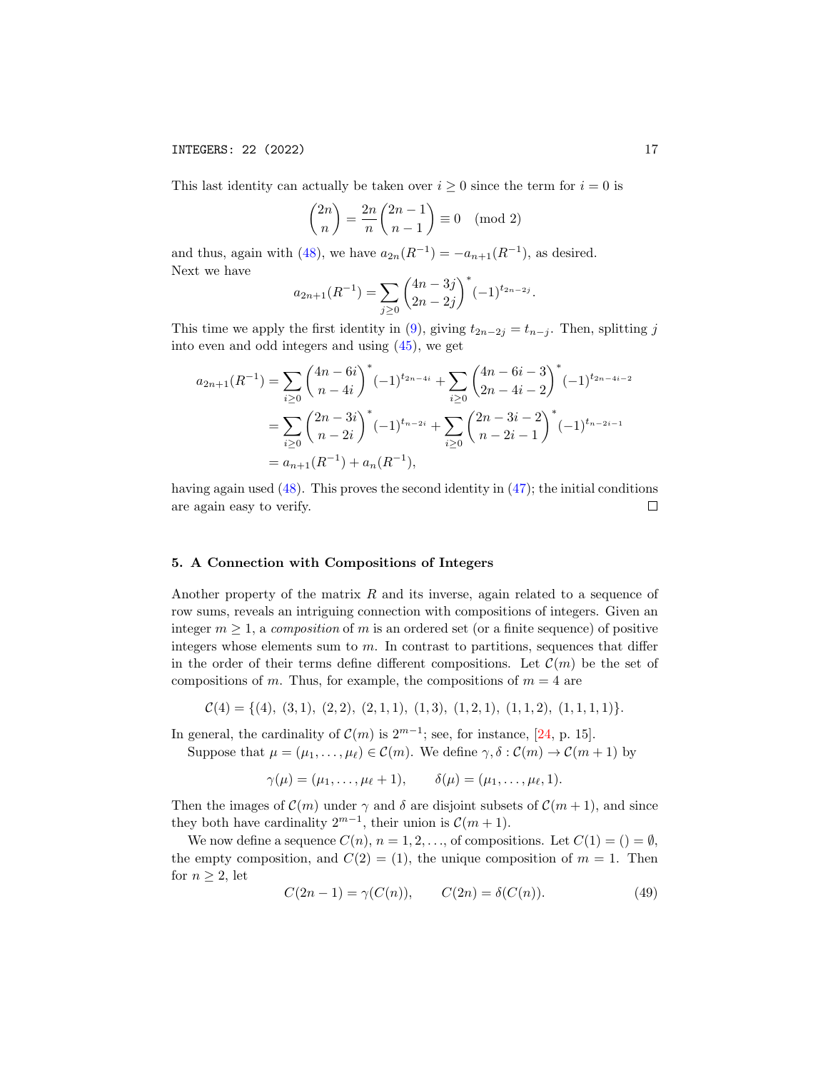This last identity can actually be taken over $i \geq 0$ since the term for $i = 0$ is

$$\binom{2n}{n} = \frac{2n}{n}\binom{2n-1}{n-1} \equiv 0 \pmod 2$$

and thus, again with (48), we have $a_{2n}(R^{-1}) = -a_{n+1}(R^{-1})$, as desired.
Next we have

$$a_{2n+1}(R^{-1}) = \sum_{j\geq 0}\binom{4n-3j}{2n-2j}^{*}(-1)^{t_{2n-2j}}.$$

This time we apply the first identity in (9), giving $t_{2n-2j} = t_{n-j}$. Then, splitting $j$ into even and odd integers and using (45), we get

$$\begin{aligned}
a_{2n+1}(R^{-1}) &= \sum_{i\geq 0}\binom{4n-6i}{n-4i}^{*}(-1)^{t_{2n-4i}} + \sum_{i\geq 0}\binom{4n-6i-3}{2n-4i-2}^{*}(-1)^{t_{2n-4i-2}} \\
&= \sum_{i\geq 0}\binom{2n-3i}{n-2i}^{*}(-1)^{t_{n-2i}} + \sum_{i\geq 0}\binom{2n-3i-2}{n-2i-1}^{*}(-1)^{t_{n-2i-1}} \\
&= a_{n+1}(R^{-1}) + a_n(R^{-1}),
\end{aligned}$$

having again used (48). This proves the second identity in (47); the initial conditions are again easy to verify. □

## 5. A Connection with Compositions of Integers

Another property of the matrix $R$ and its inverse, again related to a sequence of row sums, reveals an intriguing connection with compositions of integers. Given an integer $m \geq 1$, a *composition* of $m$ is an ordered set (or a finite sequence) of positive integers whose elements sum to $m$. In contrast to partitions, sequences that differ in the order of their terms define different compositions. Let $\mathcal{C}(m)$ be the set of compositions of $m$. Thus, for example, the compositions of $m = 4$ are

$$\mathcal{C}(4) = \{(4),\ (3,1),\ (2,2),\ (2,1,1),\ (1,3),\ (1,2,1),\ (1,1,2),\ (1,1,1,1)\}.$$

In general, the cardinality of $\mathcal{C}(m)$ is $2^{m-1}$; see, for instance, [24, p. 15].

Suppose that $\mu = (\mu_1, \ldots, \mu_\ell) \in \mathcal{C}(m)$. We define $\gamma, \delta : \mathcal{C}(m) \to \mathcal{C}(m+1)$ by

$$\gamma(\mu) = (\mu_1, \ldots, \mu_\ell + 1), \qquad \delta(\mu) = (\mu_1, \ldots, \mu_\ell, 1).$$

Then the images of $\mathcal{C}(m)$ under $\gamma$ and $\delta$ are disjoint subsets of $\mathcal{C}(m+1)$, and since they both have cardinality $2^{m-1}$, their union is $\mathcal{C}(m+1)$.

We now define a sequence $C(n)$, $n = 1, 2, \ldots$, of compositions. Let $C(1) = () = \emptyset$, the empty composition, and $C(2) = (1)$, the unique composition of $m = 1$. Then for $n \geq 2$, let

$$C(2n-1) = \gamma(C(n)), \qquad C(2n) = \delta(C(n)). \tag{49}$$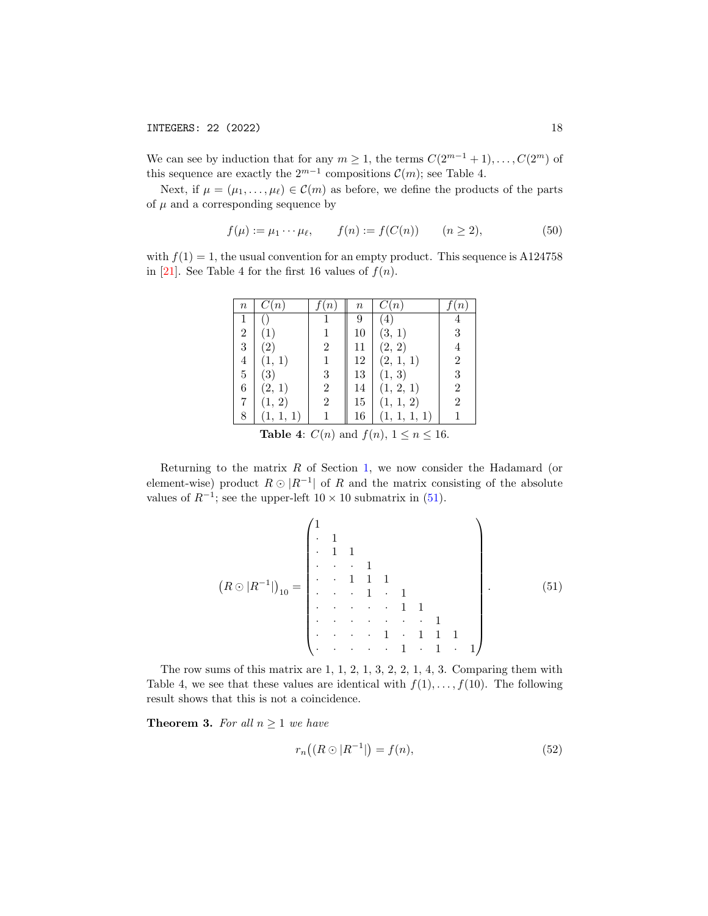We can see by induction that for any $m \geq 1$, the terms $C(2^{m-1}+1), \ldots, C(2^m)$ of this sequence are exactly the $2^{m-1}$ compositions $\mathcal{C}(m)$; see Table 4.

Next, if $\mu = (\mu_1, \ldots, \mu_\ell) \in \mathcal{C}(m)$ as before, we define the products of the parts of $\mu$ and a corresponding sequence by

$$f(\mu) := \mu_1 \cdots \mu_\ell, \qquad f(n) := f(C(n)) \qquad (n \geq 2), \tag{50}$$

with $f(1) = 1$, the usual convention for an empty product. This sequence is A124758 in [21]. See Table 4 for the first 16 values of $f(n)$.

| $n$ | $C(n)$ | $f(n)$ | $n$ | $C(n)$ | $f(n)$ |
|---|---|---|---|---|---|
| 1 | () | 1 | 9 | (4) | 4 |
| 2 | (1) | 1 | 10 | (3, 1) | 3 |
| 3 | (2) | 2 | 11 | (2, 2) | 4 |
| 4 | (1, 1) | 1 | 12 | (2, 1, 1) | 2 |
| 5 | (3) | 3 | 13 | (1, 3) | 3 |
| 6 | (2, 1) | 2 | 14 | (1, 2, 1) | 2 |
| 7 | (1, 2) | 2 | 15 | (1, 1, 2) | 2 |
| 8 | (1, 1, 1) | 1 | 16 | (1, 1, 1, 1) | 1 |

**Table 4**: $C(n)$ and $f(n)$, $1 \leq n \leq 16$.

Returning to the matrix $R$ of Section 1, we now consider the Hadamard (or element-wise) product $R \odot |R^{-1}|$ of $R$ and the matrix consisting of the absolute values of $R^{-1}$; see the upper-left $10 \times 10$ submatrix in (51).

$$\left(R \odot |R^{-1}|\right)_{10} = \begin{pmatrix}
1 & & & & & & & & & \\
\cdot & 1 & & & & & & & & \\
\cdot & 1 & 1 & & & & & & & \\
\cdot & \cdot & \cdot & 1 & & & & & & \\
\cdot & \cdot & 1 & 1 & 1 & & & & & \\
\cdot & \cdot & \cdot & 1 & \cdot & 1 & & & & \\
\cdot & \cdot & \cdot & \cdot & \cdot & 1 & 1 & & & \\
\cdot & \cdot & \cdot & \cdot & \cdot & \cdot & \cdot & 1 & & \\
\cdot & \cdot & \cdot & \cdot & 1 & \cdot & 1 & 1 & 1 & \\
\cdot & \cdot & \cdot & \cdot & \cdot & 1 & \cdot & 1 & \cdot & 1
\end{pmatrix}. \tag{51}$$

The row sums of this matrix are 1, 1, 2, 1, 3, 2, 2, 1, 4, 3. Comparing them with Table 4, we see that these values are identical with $f(1), \ldots, f(10)$. The following result shows that this is not a coincidence.

**Theorem 3.** *For all $n \geq 1$ we have*

$$r_n\big((R \odot |R^{-1}|\big) = f(n), \tag{52}$$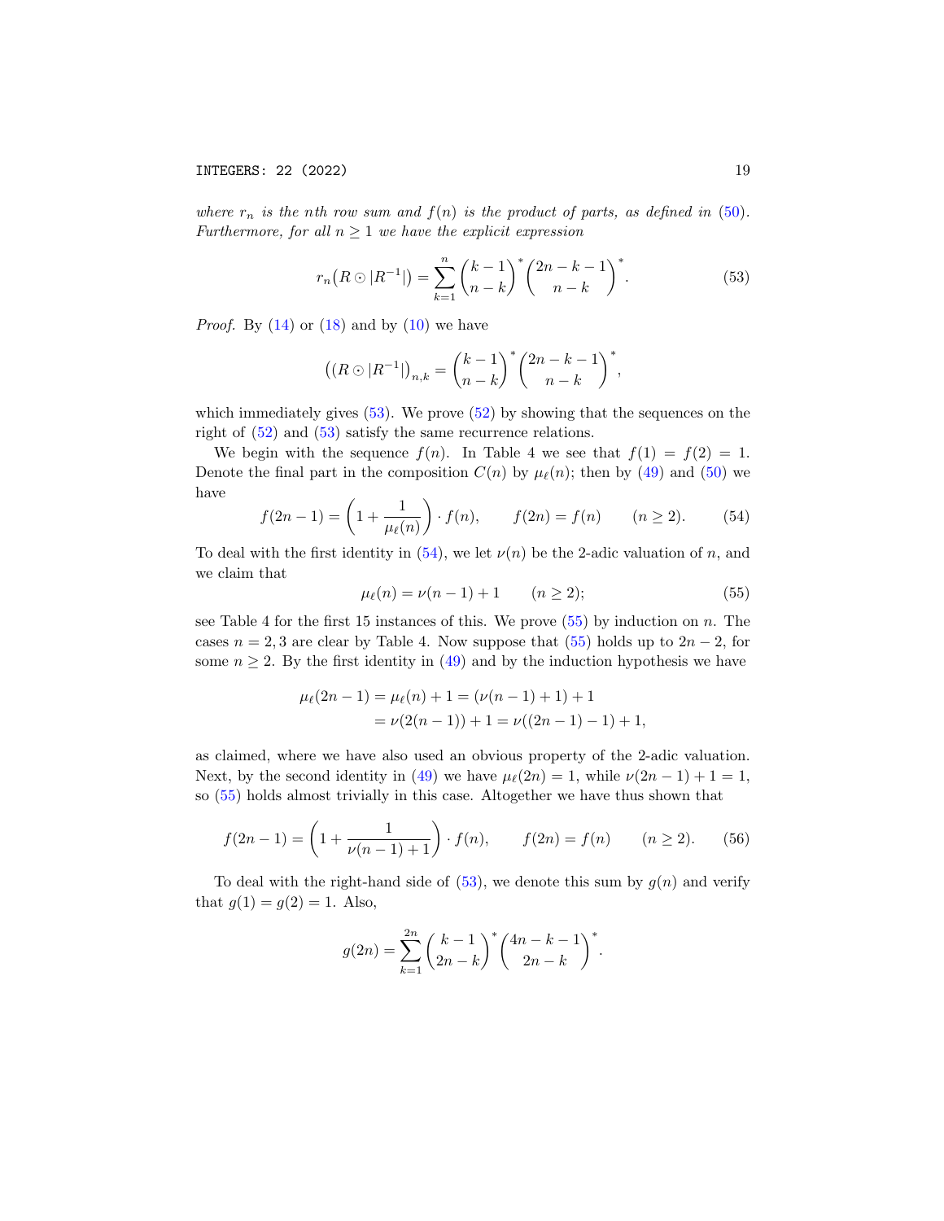*where $r_n$ is the nth row sum and $f(n)$ is the product of parts, as defined in (50). Furthermore, for all $n \geq 1$ we have the explicit expression*

$$r_n\big(R \odot |R^{-1}|\big) = \sum_{k=1}^{n} \binom{k-1}{n-k}^* \binom{2n-k-1}{n-k}^*. \tag{53}$$

*Proof.* By (14) or (18) and by (10) we have

$$\big((R \odot |R^{-1}|\big)_{n,k} = \binom{k-1}{n-k}^* \binom{2n-k-1}{n-k}^*,$$

which immediately gives (53). We prove (52) by showing that the sequences on the right of (52) and (53) satisfy the same recurrence relations.

We begin with the sequence $f(n)$. In Table 4 we see that $f(1) = f(2) = 1$. Denote the final part in the composition $C(n)$ by $\mu_\ell(n)$; then by (49) and (50) we have

$$f(2n-1) = \left(1 + \frac{1}{\mu_\ell(n)}\right) \cdot f(n), \qquad f(2n) = f(n) \qquad (n \geq 2). \tag{54}$$

To deal with the first identity in (54), we let $\nu(n)$ be the 2-adic valuation of $n$, and we claim that

$$\mu_\ell(n) = \nu(n-1) + 1 \qquad (n \geq 2); \tag{55}$$

see Table 4 for the first 15 instances of this. We prove (55) by induction on $n$. The cases $n = 2, 3$ are clear by Table 4. Now suppose that (55) holds up to $2n-2$, for some $n \geq 2$. By the first identity in (49) and by the induction hypothesis we have

$$\begin{aligned}
\mu_\ell(2n-1) &= \mu_\ell(n) + 1 = (\nu(n-1) + 1) + 1 \\
&= \nu(2(n-1)) + 1 = \nu((2n-1) - 1) + 1,
\end{aligned}$$

as claimed, where we have also used an obvious property of the 2-adic valuation. Next, by the second identity in (49) we have $\mu_\ell(2n) = 1$, while $\nu(2n-1) + 1 = 1$, so (55) holds almost trivially in this case. Altogether we have thus shown that

$$f(2n-1) = \left(1 + \frac{1}{\nu(n-1)+1}\right) \cdot f(n), \qquad f(2n) = f(n) \qquad (n \geq 2). \tag{56}$$

To deal with the right-hand side of (53), we denote this sum by $g(n)$ and verify that $g(1) = g(2) = 1$. Also,

$$g(2n) = \sum_{k=1}^{2n} \binom{k-1}{2n-k}^* \binom{4n-k-1}{2n-k}^*.$$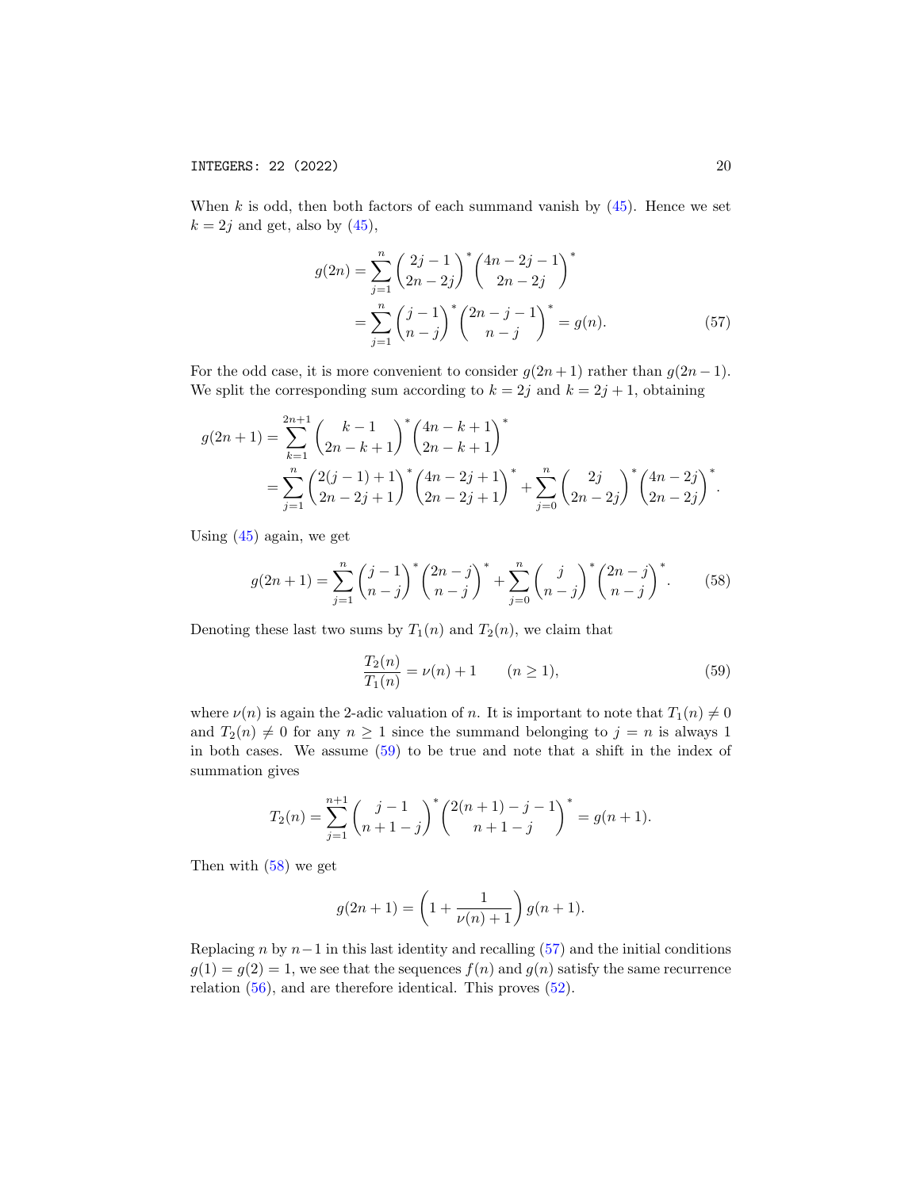When $k$ is odd, then both factors of each summand vanish by (45). Hence we set $k = 2j$ and get, also by (45),

$$\begin{aligned} g(2n) &= \sum_{j=1}^{n} \binom{2j-1}{2n-2j}^* \binom{4n-2j-1}{2n-2j}^* \\ &= \sum_{j=1}^{n} \binom{j-1}{n-j}^* \binom{2n-j-1}{n-j}^* = g(n). \end{aligned} \tag{57}$$

For the odd case, it is more convenient to consider $g(2n+1)$ rather than $g(2n-1)$. We split the corresponding sum according to $k = 2j$ and $k = 2j+1$, obtaining

$$\begin{aligned} g(2n+1) &= \sum_{k=1}^{2n+1} \binom{k-1}{2n-k+1}^* \binom{4n-k+1}{2n-k+1}^* \\ &= \sum_{j=1}^{n} \binom{2(j-1)+1}{2n-2j+1}^* \binom{4n-2j+1}{2n-2j+1}^* + \sum_{j=0}^{n} \binom{2j}{2n-2j}^* \binom{4n-2j}{2n-2j}^*. \end{aligned}$$

Using (45) again, we get

$$g(2n+1) = \sum_{j=1}^{n} \binom{j-1}{n-j}^* \binom{2n-j}{n-j}^* + \sum_{j=0}^{n} \binom{j}{n-j}^* \binom{2n-j}{n-j}^*. \tag{58}$$

Denoting these last two sums by $T_1(n)$ and $T_2(n)$, we claim that

$$\frac{T_2(n)}{T_1(n)} = \nu(n) + 1 \qquad (n \geq 1), \tag{59}$$

where $\nu(n)$ is again the 2-adic valuation of $n$. It is important to note that $T_1(n) \neq 0$ and $T_2(n) \neq 0$ for any $n \geq 1$ since the summand belonging to $j = n$ is always 1 in both cases. We assume (59) to be true and note that a shift in the index of summation gives

$$T_2(n) = \sum_{j=1}^{n+1} \binom{j-1}{n+1-j}^* \binom{2(n+1)-j-1}{n+1-j}^* = g(n+1).$$

Then with (58) we get

$$g(2n+1) = \left(1 + \frac{1}{\nu(n)+1}\right) g(n+1).$$

Replacing $n$ by $n-1$ in this last identity and recalling (57) and the initial conditions $g(1) = g(2) = 1$, we see that the sequences $f(n)$ and $g(n)$ satisfy the same recurrence relation (56), and are therefore identical. This proves (52).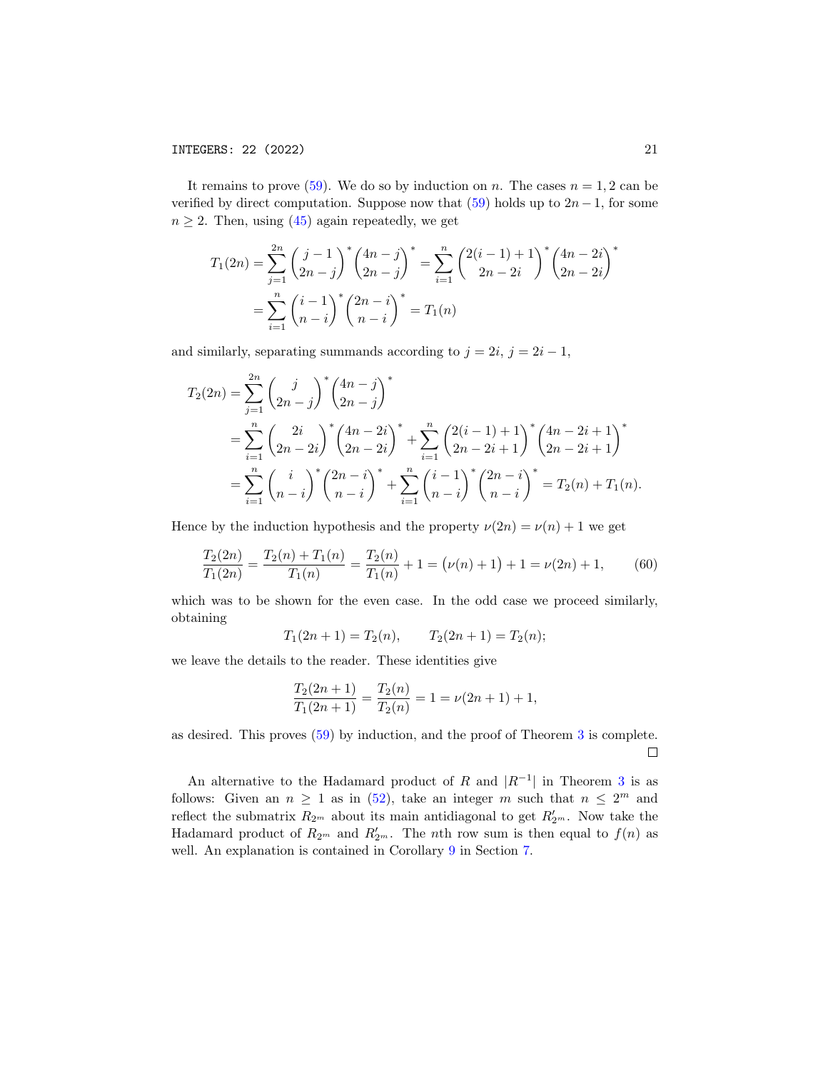It remains to prove (59). We do so by induction on $n$. The cases $n = 1, 2$ can be verified by direct computation. Suppose now that (59) holds up to $2n-1$, for some $n \geq 2$. Then, using (45) again repeatedly, we get

$$
\begin{aligned}
T_1(2n) &= \sum_{j=1}^{2n} \binom{j-1}{2n-j}^* \binom{4n-j}{2n-j}^* = \sum_{i=1}^{n} \binom{2(i-1)+1}{2n-2i}^* \binom{4n-2i}{2n-2i}^* \\
&= \sum_{i=1}^{n} \binom{i-1}{n-i}^* \binom{2n-i}{n-i}^* = T_1(n)
\end{aligned}
$$

and similarly, separating summands according to $j = 2i$, $j = 2i-1$,

$$
\begin{aligned}
T_2(2n) &= \sum_{j=1}^{2n} \binom{j}{2n-j}^* \binom{4n-j}{2n-j}^* \\
&= \sum_{i=1}^{n} \binom{2i}{2n-2i}^* \binom{4n-2i}{2n-2i}^* + \sum_{i=1}^{n} \binom{2(i-1)+1}{2n-2i+1}^* \binom{4n-2i+1}{2n-2i+1}^* \\
&= \sum_{i=1}^{n} \binom{i}{n-i}^* \binom{2n-i}{n-i}^* + \sum_{i=1}^{n} \binom{i-1}{n-i}^* \binom{2n-i}{n-i}^* = T_2(n) + T_1(n).
\end{aligned}
$$

Hence by the induction hypothesis and the property $\nu(2n) = \nu(n) + 1$ we get

$$
\frac{T_2(2n)}{T_1(2n)} = \frac{T_2(n) + T_1(n)}{T_1(n)} = \frac{T_2(n)}{T_1(n)} + 1 = \big(\nu(n)+1\big) + 1 = \nu(2n) + 1, \tag{60}
$$

which was to be shown for the even case. In the odd case we proceed similarly, obtaining

$$
T_1(2n+1) = T_2(n), \qquad T_2(2n+1) = T_2(n);
$$

we leave the details to the reader. These identities give

$$
\frac{T_2(2n+1)}{T_1(2n+1)} = \frac{T_2(n)}{T_2(n)} = 1 = \nu(2n+1) + 1,
$$

as desired. This proves (59) by induction, and the proof of Theorem 3 is complete. □

An alternative to the Hadamard product of $R$ and $|R^{-1}|$ in Theorem 3 is as follows: Given an $n \geq 1$ as in (52), take an integer $m$ such that $n \leq 2^m$ and reflect the submatrix $R_{2^m}$ about its main antidiagonal to get $R'_{2^m}$. Now take the Hadamard product of $R_{2^m}$ and $R'_{2^m}$. The $n$th row sum is then equal to $f(n)$ as well. An explanation is contained in Corollary 9 in Section 7.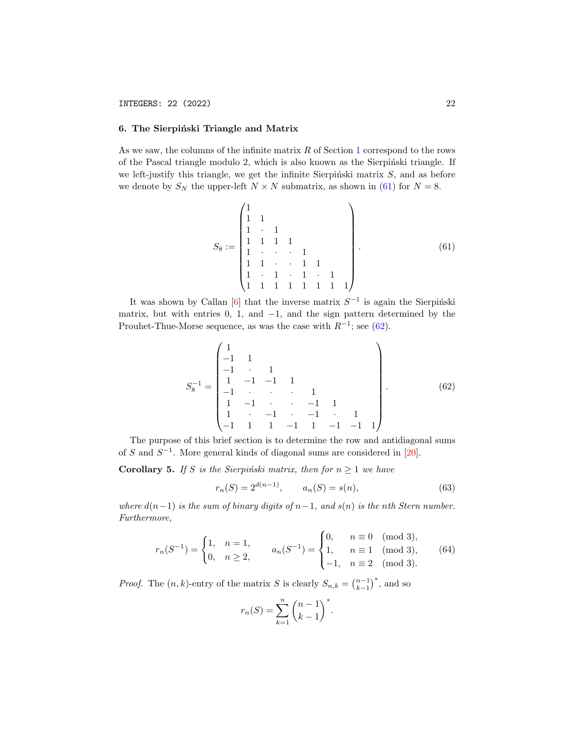## 6. The Sierpiński Triangle and Matrix

As we saw, the columns of the infinite matrix $R$ of Section 1 correspond to the rows of the Pascal triangle modulo 2, which is also known as the Sierpiński triangle. If we left-justify this triangle, we get the infinite Sierpiński matrix $S$, and as before we denote by $S_N$ the upper-left $N \times N$ submatrix, as shown in (61) for $N = 8$.

$$S_8 := \begin{pmatrix} 1 & & & & & & & \\ 1 & 1 & & & & & & \\ 1 & \cdot & 1 & & & & & \\ 1 & 1 & 1 & 1 & & & & \\ 1 & \cdot & \cdot & \cdot & 1 & & & \\ 1 & 1 & \cdot & \cdot & 1 & 1 & & \\ 1 & \cdot & 1 & \cdot & 1 & \cdot & 1 & \\ 1 & 1 & 1 & 1 & 1 & 1 & 1 & 1 \end{pmatrix}. \tag{61}$$

It was shown by Callan [6] that the inverse matrix $S^{-1}$ is again the Sierpiński matrix, but with entries 0, 1, and $-1$, and the sign pattern determined by the Prouhet-Thue-Morse sequence, as was the case with $R^{-1}$; see (62).

$$S_8^{-1} = \begin{pmatrix} 1 & & & & & & & \\ -1 & 1 & & & & & & \\ -1 & \cdot & 1 & & & & & \\ 1 & -1 & -1 & 1 & & & & \\ -1 & \cdot & \cdot & \cdot & 1 & & & \\ 1 & -1 & \cdot & \cdot & -1 & 1 & & \\ 1 & \cdot & -1 & \cdot & -1 & \cdot & 1 & \\ -1 & 1 & 1 & -1 & 1 & -1 & -1 & 1 \end{pmatrix}. \tag{62}$$

The purpose of this brief section is to determine the row and antidiagonal sums of $S$ and $S^{-1}$. More general kinds of diagonal sums are considered in [20].

**Corollary 5.** *If $S$ is the Sierpiński matrix, then for $n \geq 1$ we have*

$$r_n(S) = 2^{d(n-1)}, \qquad a_n(S) = s(n), \tag{63}$$

*where $d(n-1)$ is the sum of binary digits of $n-1$, and $s(n)$ is the nth Stern number. Furthermore,*

$$r_n(S^{-1}) = \begin{cases} 1, & n = 1, \\ 0, & n \geq 2, \end{cases} \qquad a_n(S^{-1}) = \begin{cases} 0, & n \equiv 0 \pmod{3}, \\ 1, & n \equiv 1 \pmod{3}, \\ -1, & n \equiv 2 \pmod{3}. \end{cases} \tag{64}$$

*Proof.* The $(n, k)$-entry of the matrix $S$ is clearly $S_{n,k} = \binom{n-1}{k-1}^*$, and so

$$r_n(S) = \sum_{k=1}^{n} \binom{n-1}{k-1}^*.$$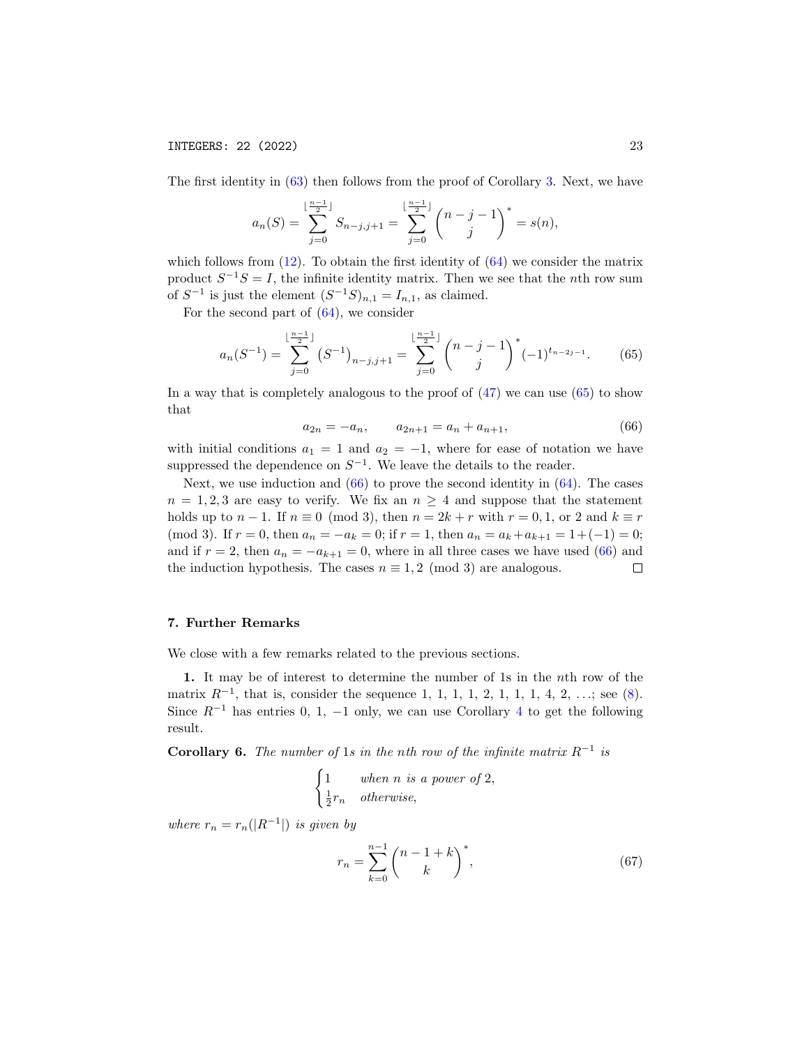The first identity in (63) then follows from the proof of Corollary 3. Next, we have

$$a_n(S) = \sum_{j=0}^{\lfloor \frac{n-1}{2} \rfloor} S_{n-j,j+1} = \sum_{j=0}^{\lfloor \frac{n-1}{2} \rfloor} \binom{n-j-1}{j}^* = s(n),$$

which follows from (12). To obtain the first identity of (64) we consider the matrix product $S^{-1}S = I$, the infinite identity matrix. Then we see that the $n$th row sum of $S^{-1}$ is just the element $(S^{-1}S)_{n,1} = I_{n,1}$, as claimed.

For the second part of (64), we consider

$$a_n(S^{-1}) = \sum_{j=0}^{\lfloor \frac{n-1}{2} \rfloor} \left(S^{-1}\right)_{n-j,j+1} = \sum_{j=0}^{\lfloor \frac{n-1}{2} \rfloor} \binom{n-j-1}{j}^* (-1)^{t_{n-2j-1}}. \tag{65}$$

In a way that is completely analogous to the proof of (47) we can use (65) to show that

$$a_{2n} = -a_n, \qquad a_{2n+1} = a_n + a_{n+1}, \tag{66}$$

with initial conditions $a_1 = 1$ and $a_2 = -1$, where for ease of notation we have suppressed the dependence on $S^{-1}$. We leave the details to the reader.

Next, we use induction and (66) to prove the second identity in (64). The cases $n = 1, 2, 3$ are easy to verify. We fix an $n \geq 4$ and suppose that the statement holds up to $n-1$. If $n \equiv 0 \pmod 3$, then $n = 2k + r$ with $r = 0, 1$, or $2$ and $k \equiv r \pmod 3$. If $r = 0$, then $a_n = -a_k = 0$; if $r = 1$, then $a_n = a_k + a_{k+1} = 1 + (-1) = 0$; and if $r = 2$, then $a_n = -a_{k+1} = 0$, where in all three cases we have used (66) and the induction hypothesis. The cases $n \equiv 1, 2 \pmod 3$ are analogous. □

## 7. Further Remarks

We close with a few remarks related to the previous sections.

**1.** It may be of interest to determine the number of 1s in the $n$th row of the matrix $R^{-1}$, that is, consider the sequence 1, 1, 1, 1, 2, 1, 1, 1, 4, 2, ...; see (8). Since $R^{-1}$ has entries 0, 1, $-1$ only, we can use Corollary 4 to get the following result.

**Corollary 6.** *The number of* 1*s in the* $n$*th row of the infinite matrix* $R^{-1}$ *is*

$$\begin{cases} 1 & \text{when } n \text{ is a power of } 2, \\ \frac{1}{2} r_n & \text{otherwise,} \end{cases}$$

*where* $r_n = r_n(|R^{-1}|)$ *is given by*

$$r_n = \sum_{k=0}^{n-1} \binom{n-1+k}{k}^*, \tag{67}$$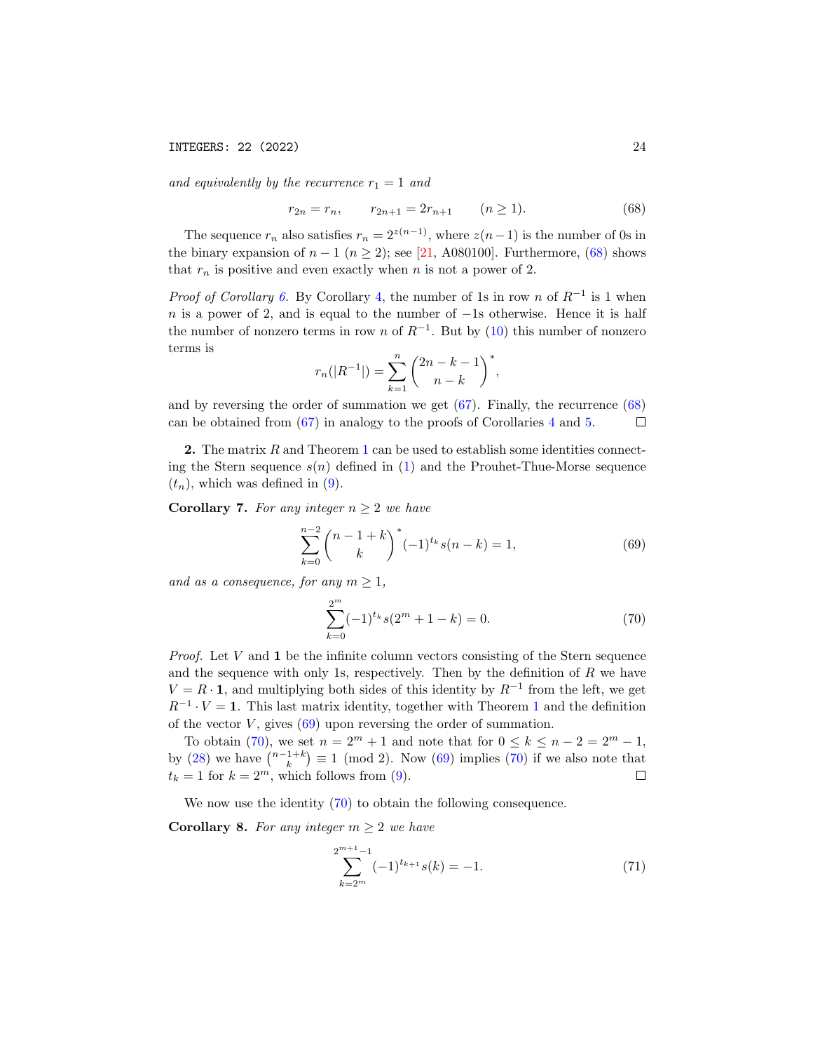*and equivalently by the recurrence $r_1 = 1$ and*

$$r_{2n} = r_n, \qquad r_{2n+1} = 2r_{n+1} \qquad (n \geq 1). \tag{68}$$

The sequence $r_n$ also satisfies $r_n = 2^{z(n-1)}$, where $z(n-1)$ is the number of 0s in the binary expansion of $n-1$ ($n \geq 2$); see [21, A080100]. Furthermore, (68) shows that $r_n$ is positive and even exactly when $n$ is not a power of 2.

*Proof of Corollary 6.* By Corollary 4, the number of 1s in row $n$ of $R^{-1}$ is 1 when $n$ is a power of 2, and is equal to the number of $-1$s otherwise. Hence it is half the number of nonzero terms in row $n$ of $R^{-1}$. But by (10) this number of nonzero terms is

$$r_n(|R^{-1}|) = \sum_{k=1}^{n} \binom{2n-k-1}{n-k}^*,$$

and by reversing the order of summation we get (67). Finally, the recurrence (68) can be obtained from (67) in analogy to the proofs of Corollaries 4 and 5. □

**2.** The matrix $R$ and Theorem 1 can be used to establish some identities connecting the Stern sequence $s(n)$ defined in (1) and the Prouhet-Thue-Morse sequence $(t_n)$, which was defined in (9).

**Corollary 7.** *For any integer $n \geq 2$ we have*

$$\sum_{k=0}^{n-2} \binom{n-1+k}{k}^* (-1)^{t_k} s(n-k) = 1, \tag{69}$$

*and as a consequence, for any $m \geq 1$,*

$$\sum_{k=0}^{2^m} (-1)^{t_k} s(2^m + 1 - k) = 0. \tag{70}$$

*Proof.* Let $V$ and $\mathbf{1}$ be the infinite column vectors consisting of the Stern sequence and the sequence with only 1s, respectively. Then by the definition of $R$ we have $V = R \cdot \mathbf{1}$, and multiplying both sides of this identity by $R^{-1}$ from the left, we get $R^{-1} \cdot V = \mathbf{1}$. This last matrix identity, together with Theorem 1 and the definition of the vector $V$, gives (69) upon reversing the order of summation.

To obtain (70), we set $n = 2^m + 1$ and note that for $0 \leq k \leq n-2 = 2^m - 1$, by (28) we have $\binom{n-1+k}{k} \equiv 1 \pmod 2$. Now (69) implies (70) if we also note that $t_k = 1$ for $k = 2^m$, which follows from (9). □

We now use the identity (70) to obtain the following consequence.

**Corollary 8.** *For any integer $m \geq 2$ we have*

$$\sum_{k=2^m}^{2^{m+1}-1} (-1)^{t_{k+1}} s(k) = -1. \tag{71}$$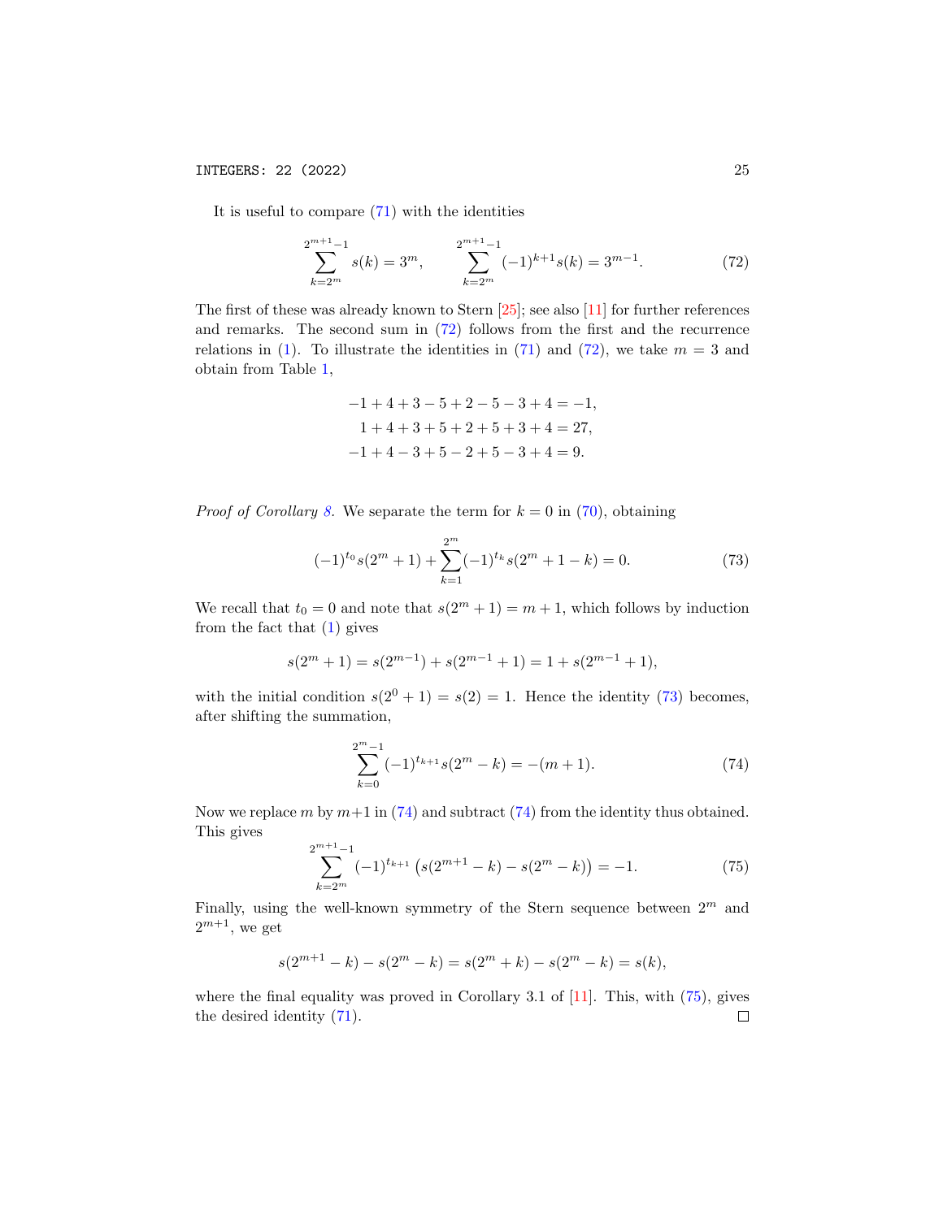It is useful to compare (71) with the identities

$$\sum_{k=2^m}^{2^{m+1}-1} s(k) = 3^m, \qquad \sum_{k=2^m}^{2^{m+1}-1} (-1)^{k+1} s(k) = 3^{m-1}. \tag{72}$$

The first of these was already known to Stern [25]; see also [11] for further references and remarks. The second sum in (72) follows from the first and the recurrence relations in (1). To illustrate the identities in (71) and (72), we take $m = 3$ and obtain from Table 1,

$$\begin{aligned}
-1 + 4 + 3 - 5 + 2 - 5 - 3 + 4 &= -1, \\
1 + 4 + 3 + 5 + 2 + 5 + 3 + 4 &= 27, \\
-1 + 4 - 3 + 5 - 2 + 5 - 3 + 4 &= 9.
\end{aligned}$$

*Proof of Corollary 8.* We separate the term for $k = 0$ in (70), obtaining

$$(-1)^{t_0} s(2^m + 1) + \sum_{k=1}^{2^m} (-1)^{t_k} s(2^m + 1 - k) = 0. \tag{73}$$

We recall that $t_0 = 0$ and note that $s(2^m + 1) = m + 1$, which follows by induction from the fact that (1) gives

$$s(2^m + 1) = s(2^{m-1}) + s(2^{m-1} + 1) = 1 + s(2^{m-1} + 1),$$

with the initial condition $s(2^0 + 1) = s(2) = 1$. Hence the identity (73) becomes, after shifting the summation,

$$\sum_{k=0}^{2^m-1} (-1)^{t_{k+1}} s(2^m - k) = -(m + 1). \tag{74}$$

Now we replace $m$ by $m+1$ in (74) and subtract (74) from the identity thus obtained. This gives

$$\sum_{k=2^m}^{2^{m+1}-1} (-1)^{t_{k+1}} \big( s(2^{m+1} - k) - s(2^m - k) \big) = -1. \tag{75}$$

Finally, using the well-known symmetry of the Stern sequence between $2^m$ and $2^{m+1}$, we get

$$s(2^{m+1} - k) - s(2^m - k) = s(2^m + k) - s(2^m - k) = s(k),$$

where the final equality was proved in Corollary 3.1 of [11]. This, with (75), gives the desired identity (71). $\square$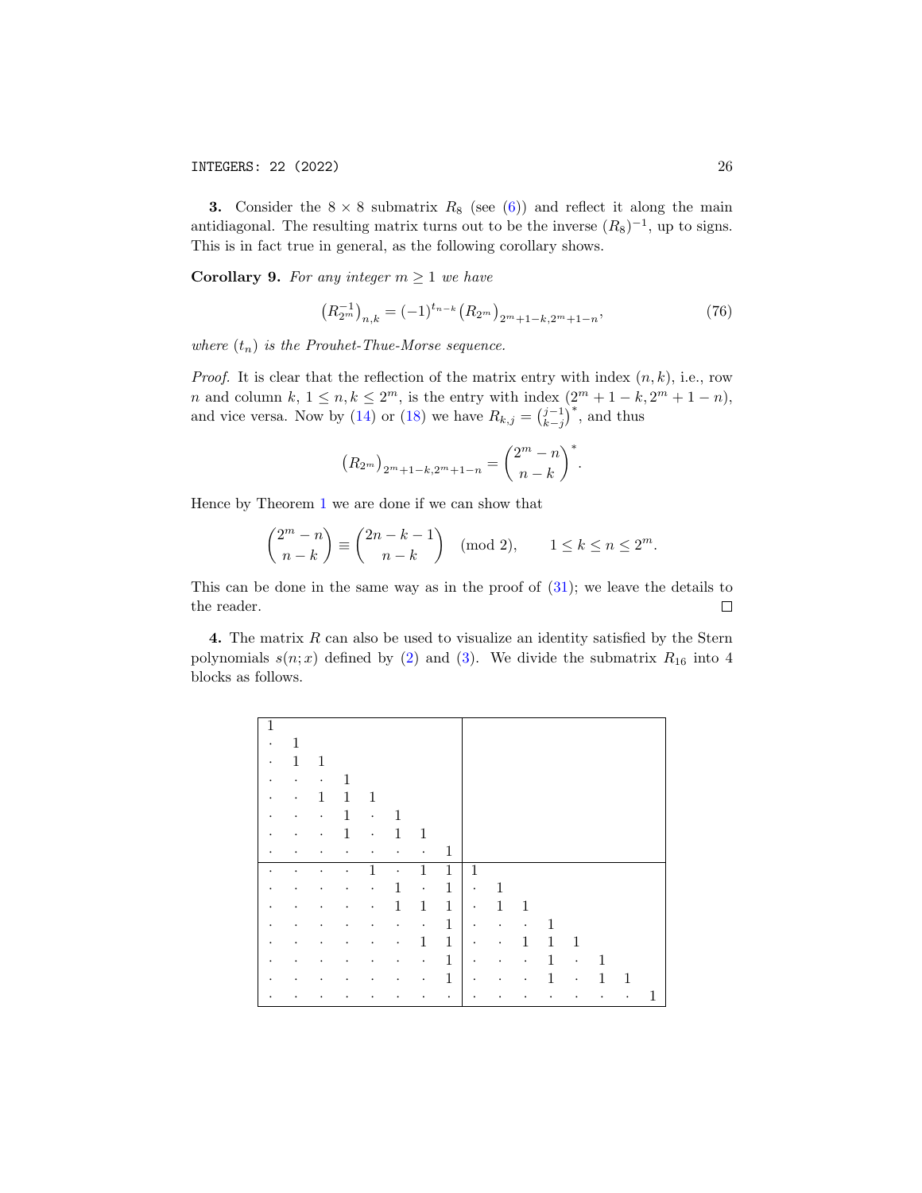**3.** Consider the $8 \times 8$ submatrix $R_8$ (see (6)) and reflect it along the main antidiagonal. The resulting matrix turns out to be the inverse $(R_8)^{-1}$, up to signs. This is in fact true in general, as the following corollary shows.

**Corollary 9.** *For any integer $m \geq 1$ we have*

$$\left(R_{2^m}^{-1}\right)_{n,k} = (-1)^{t_{n-k}} \left(R_{2^m}\right)_{2^m+1-k, 2^m+1-n}, \tag{76}$$

*where $(t_n)$ is the Prouhet-Thue-Morse sequence.*

*Proof.* It is clear that the reflection of the matrix entry with index $(n,k)$, i.e., row $n$ and column $k$, $1 \leq n, k \leq 2^m$, is the entry with index $(2^m+1-k, 2^m+1-n)$, and vice versa. Now by (14) or (18) we have $R_{k,j} = \binom{j-1}{k-j}^*$, and thus

$$\left(R_{2^m}\right)_{2^m+1-k, 2^m+1-n} = \binom{2^m - n}{n-k}^*.$$

Hence by Theorem 1 we are done if we can show that

$$\binom{2^m - n}{n-k} \equiv \binom{2n-k-1}{n-k} \pmod{2}, \qquad 1 \leq k \leq n \leq 2^m.$$

This can be done in the same way as in the proof of (31); we leave the details to the reader. $\square$

**4.** The matrix $R$ can also be used to visualize an identity satisfied by the Stern polynomials $s(n;x)$ defined by (2) and (3). We divide the submatrix $R_{16}$ into 4 blocks as follows.

$$\begin{array}{|cccccccc|cccccccc|}
\hline
1 & & & & & & & & & & & & & & & \\
\cdot & 1 & & & & & & & & & & & & & & \\
\cdot & 1 & 1 & & & & & & & & & & & & & \\
\cdot & \cdot & \cdot & 1 & & & & & & & & & & & & \\
\cdot & \cdot & 1 & 1 & 1 & & & & & & & & & & & \\
\cdot & \cdot & \cdot & 1 & \cdot & 1 & & & & & & & & & & \\
\cdot & \cdot & \cdot & 1 & \cdot & 1 & 1 & & & & & & & & & \\
\cdot & \cdot & \cdot & \cdot & \cdot & \cdot & \cdot & 1 & & & & & & & & \\
\hline
\cdot & \cdot & \cdot & \cdot & 1 & \cdot & 1 & 1 & 1 & & & & & & & \\
\cdot & \cdot & \cdot & \cdot & \cdot & 1 & \cdot & 1 & \cdot & 1 & & & & & & \\
\cdot & \cdot & \cdot & \cdot & \cdot & 1 & 1 & 1 & \cdot & 1 & 1 & & & & & \\
\cdot & \cdot & \cdot & \cdot & \cdot & \cdot & \cdot & 1 & \cdot & \cdot & \cdot & 1 & & & & \\
\cdot & \cdot & \cdot & \cdot & \cdot & \cdot & 1 & 1 & \cdot & \cdot & 1 & 1 & 1 & & & \\
\cdot & \cdot & \cdot & \cdot & \cdot & \cdot & \cdot & 1 & \cdot & \cdot & \cdot & 1 & \cdot & 1 & & \\
\cdot & \cdot & \cdot & \cdot & \cdot & \cdot & \cdot & 1 & \cdot & \cdot & \cdot & 1 & \cdot & 1 & 1 & \\
\cdot & \cdot & \cdot & \cdot & \cdot & \cdot & \cdot & \cdot & \cdot & \cdot & \cdot & \cdot & \cdot & \cdot & \cdot & 1 \\
\hline
\end{array}$$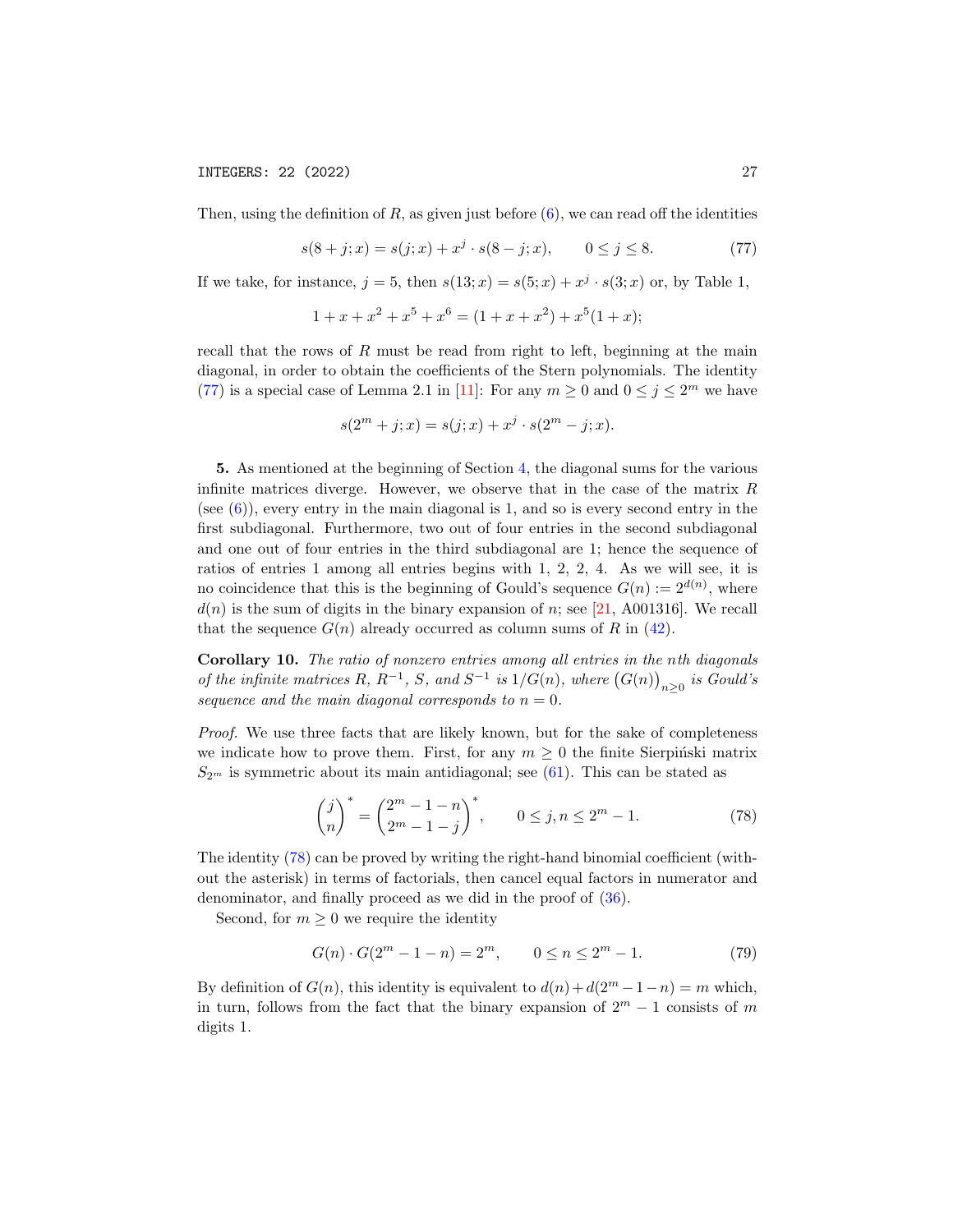Then, using the definition of $R$, as given just before (6), we can read off the identities

$$s(8+j;x) = s(j;x) + x^j \cdot s(8-j;x), \qquad 0 \le j \le 8. \tag{77}$$

If we take, for instance, $j = 5$, then $s(13;x) = s(5;x) + x^j \cdot s(3;x)$ or, by Table 1,

$$1 + x + x^2 + x^5 + x^6 = (1 + x + x^2) + x^5(1 + x);$$

recall that the rows of $R$ must be read from right to left, beginning at the main diagonal, in order to obtain the coefficients of the Stern polynomials. The identity (77) is a special case of Lemma 2.1 in [11]: For any $m \ge 0$ and $0 \le j \le 2^m$ we have

$$s(2^m + j;x) = s(j;x) + x^j \cdot s(2^m - j;x).$$

**5.** As mentioned at the beginning of Section 4, the diagonal sums for the various infinite matrices diverge. However, we observe that in the case of the matrix $R$ (see (6)), every entry in the main diagonal is 1, and so is every second entry in the first subdiagonal. Furthermore, two out of four entries in the second subdiagonal and one out of four entries in the third subdiagonal are 1; hence the sequence of ratios of entries 1 among all entries begins with 1, 2, 2, 4. As we will see, it is no coincidence that this is the beginning of Gould's sequence $G(n) := 2^{d(n)}$, where $d(n)$ is the sum of digits in the binary expansion of $n$; see [21, A001316]. We recall that the sequence $G(n)$ already occurred as column sums of $R$ in (42).

**Corollary 10.** *The ratio of nonzero entries among all entries in the nth diagonals of the infinite matrices $R$, $R^{-1}$, $S$, and $S^{-1}$ is $1/G(n)$, where $\big(G(n)\big)_{n\ge 0}$ is Gould's sequence and the main diagonal corresponds to $n = 0$.*

*Proof.* We use three facts that are likely known, but for the sake of completeness we indicate how to prove them. First, for any $m \ge 0$ the finite Sierpiński matrix $S_{2^m}$ is symmetric about its main antidiagonal; see (61). This can be stated as

$$\binom{j}{n}^* = \binom{2^m - 1 - n}{2^m - 1 - j}^*, \qquad 0 \le j, n \le 2^m - 1. \tag{78}$$

The identity (78) can be proved by writing the right-hand binomial coefficient (without the asterisk) in terms of factorials, then cancel equal factors in numerator and denominator, and finally proceed as we did in the proof of (36).

Second, for $m \ge 0$ we require the identity

$$G(n) \cdot G(2^m - 1 - n) = 2^m, \qquad 0 \le n \le 2^m - 1. \tag{79}$$

By definition of $G(n)$, this identity is equivalent to $d(n) + d(2^m - 1 - n) = m$ which, in turn, follows from the fact that the binary expansion of $2^m - 1$ consists of $m$ digits 1.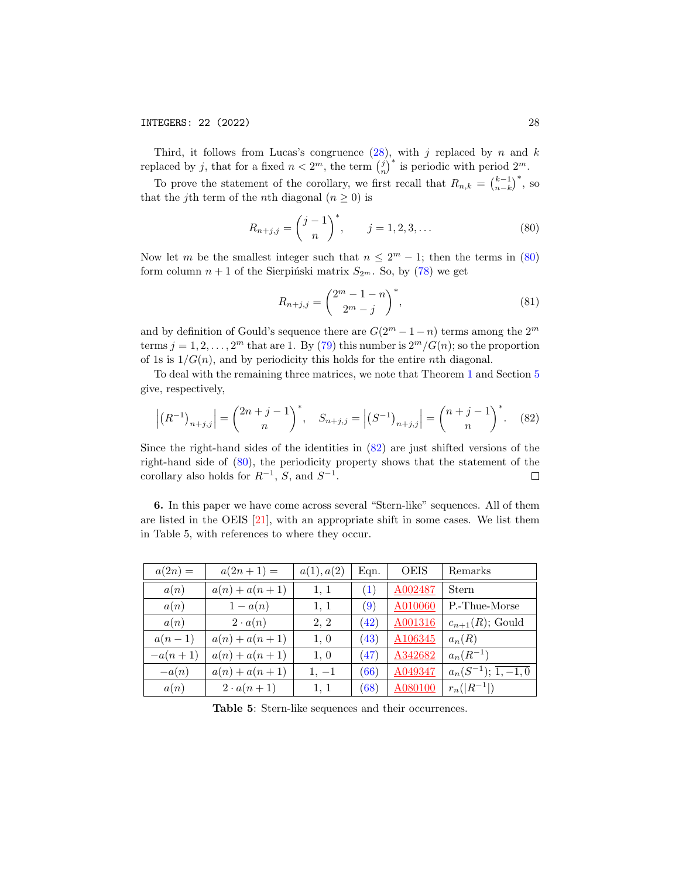Third, it follows from Lucas's congruence (28), with $j$ replaced by $n$ and $k$ replaced by $j$, that for a fixed $n < 2^m$, the term $\binom{j}{n}^*$ is periodic with period $2^m$.

To prove the statement of the corollary, we first recall that $R_{n,k} = \binom{k-1}{n-k}^*$, so that the $j$th term of the $n$th diagonal ($n \geq 0$) is

$$R_{n+j,j} = \binom{j-1}{n}^*, \qquad j = 1, 2, 3, \ldots \tag{80}$$

Now let $m$ be the smallest integer such that $n \leq 2^m - 1$; then the terms in (80) form column $n+1$ of the Sierpiński matrix $S_{2^m}$. So, by (78) we get

$$R_{n+j,j} = \binom{2^m - 1 - n}{2^m - j}^*, \tag{81}$$

and by definition of Gould's sequence there are $G(2^m - 1 - n)$ terms among the $2^m$ terms $j = 1, 2, \ldots, 2^m$ that are 1. By (79) this number is $2^m/G(n)$; so the proportion of 1s is $1/G(n)$, and by periodicity this holds for the entire $n$th diagonal.

To deal with the remaining three matrices, we note that Theorem 1 and Section 5 give, respectively,

$$\left|\left(R^{-1}\right)_{n+j,j}\right| = \binom{2n+j-1}{n}^*, \quad S_{n+j,j} = \left|\left(S^{-1}\right)_{n+j,j}\right| = \binom{n+j-1}{n}^*. \tag{82}$$

Since the right-hand sides of the identities in (82) are just shifted versions of the right-hand side of (80), the periodicity property shows that the statement of the corollary also holds for $R^{-1}$, $S$, and $S^{-1}$. $\square$

**6.** In this paper we have come across several "Stern-like" sequences. All of them are listed in the OEIS [21], with an appropriate shift in some cases. We list them in Table 5, with references to where they occur.

| $a(2n) =$ | $a(2n+1) =$ | $a(1), a(2)$ | Eqn. | OEIS | Remarks |
|---|---|---|---|---|---|
| $a(n)$ | $a(n) + a(n+1)$ | 1, 1 | (1) | A002487 | Stern |
| $a(n)$ | $1 - a(n)$ | 1, 1 | (9) | A010060 | P.-Thue-Morse |
| $a(n)$ | $2 \cdot a(n)$ | 2, 2 | (42) | A001316 | $c_{n+1}(R)$; Gould |
| $a(n-1)$ | $a(n) + a(n+1)$ | 1, 0 | (43) | A106345 | $a_n(R)$ |
| $-a(n+1)$ | $a(n) + a(n+1)$ | 1, 0 | (47) | A342682 | $a_n(R^{-1})$ |
| $-a(n)$ | $a(n) + a(n+1)$ | 1, $-1$ | (66) | A049347 | $a_n(S^{-1})$; $\overline{1, -1, 0}$ |
| $a(n)$ | $2 \cdot a(n+1)$ | 1, 1 | (68) | A080100 | $r_n(\lvert R^{-1} \rvert)$ |

**Table 5**: Stern-like sequences and their occurrences.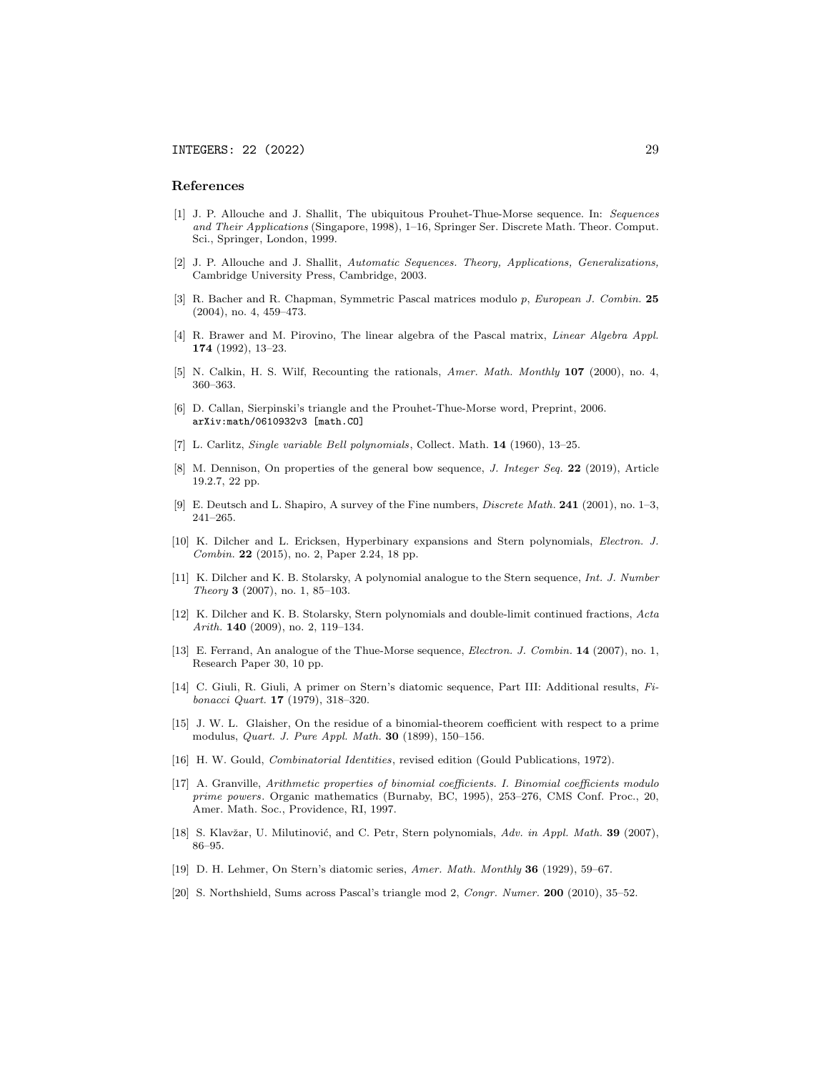## References

[1] J. P. Allouche and J. Shallit, The ubiquitous Prouhet-Thue-Morse sequence. In: *Sequences and Their Applications* (Singapore, 1998), 1–16, Springer Ser. Discrete Math. Theor. Comput. Sci., Springer, London, 1999.

[2] J. P. Allouche and J. Shallit, *Automatic Sequences. Theory, Applications, Generalizations,* Cambridge University Press, Cambridge, 2003.

[3] R. Bacher and R. Chapman, Symmetric Pascal matrices modulo $p$, *European J. Combin.* **25** (2004), no. 4, 459–473.

[4] R. Brawer and M. Pirovino, The linear algebra of the Pascal matrix, *Linear Algebra Appl.* **174** (1992), 13–23.

[5] N. Calkin, H. S. Wilf, Recounting the rationals, *Amer. Math. Monthly* **107** (2000), no. 4, 360–363.

[6] D. Callan, Sierpinski's triangle and the Prouhet-Thue-Morse word, Preprint, 2006. `arXiv:math/0610932v3 [math.CO]`

[7] L. Carlitz, *Single variable Bell polynomials*, Collect. Math. **14** (1960), 13–25.

[8] M. Dennison, On properties of the general bow sequence, *J. Integer Seq.* **22** (2019), Article 19.2.7, 22 pp.

[9] E. Deutsch and L. Shapiro, A survey of the Fine numbers, *Discrete Math.* **241** (2001), no. 1–3, 241–265.

[10] K. Dilcher and L. Ericksen, Hyperbinary expansions and Stern polynomials, *Electron. J. Combin.* **22** (2015), no. 2, Paper 2.24, 18 pp.

[11] K. Dilcher and K. B. Stolarsky, A polynomial analogue to the Stern sequence, *Int. J. Number Theory* **3** (2007), no. 1, 85–103.

[12] K. Dilcher and K. B. Stolarsky, Stern polynomials and double-limit continued fractions, *Acta Arith.* **140** (2009), no. 2, 119–134.

[13] E. Ferrand, An analogue of the Thue-Morse sequence, *Electron. J. Combin.* **14** (2007), no. 1, Research Paper 30, 10 pp.

[14] C. Giuli, R. Giuli, A primer on Stern's diatomic sequence, Part III: Additional results, *Fibonacci Quart.* **17** (1979), 318–320.

[15] J. W. L. Glaisher, On the residue of a binomial-theorem coefficient with respect to a prime modulus, *Quart. J. Pure Appl. Math.* **30** (1899), 150–156.

[16] H. W. Gould, *Combinatorial Identities*, revised edition (Gould Publications, 1972).

[17] A. Granville, *Arithmetic properties of binomial coefficients. I. Binomial coefficients modulo prime powers*. Organic mathematics (Burnaby, BC, 1995), 253–276, CMS Conf. Proc., 20, Amer. Math. Soc., Providence, RI, 1997.

[18] S. Klavžar, U. Milutinović, and C. Petr, Stern polynomials, *Adv. in Appl. Math.* **39** (2007), 86–95.

[19] D. H. Lehmer, On Stern's diatomic series, *Amer. Math. Monthly* **36** (1929), 59–67.

[20] S. Northshield, Sums across Pascal's triangle mod 2, *Congr. Numer.* **200** (2010), 35–52.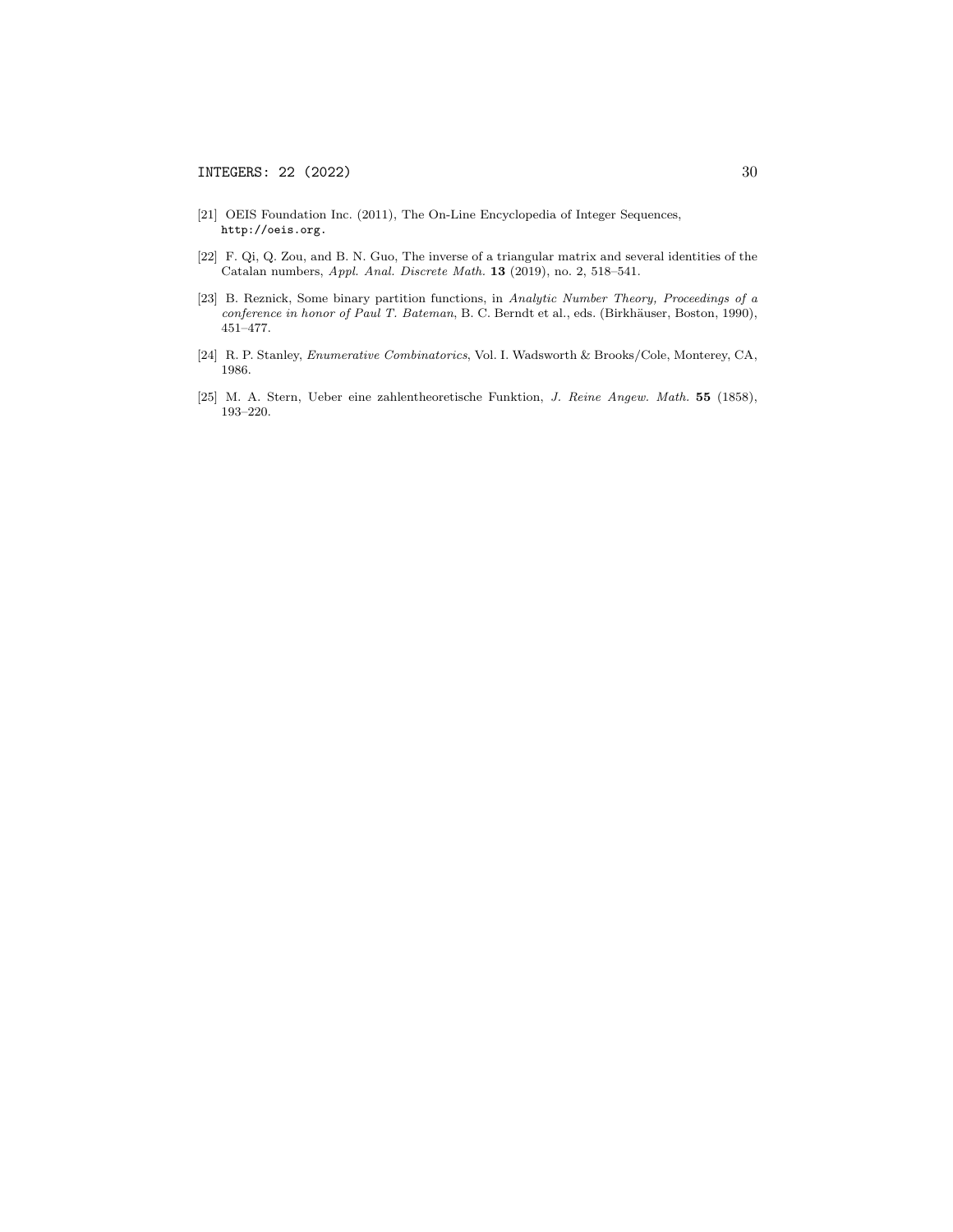[21] OEIS Foundation Inc. (2011), The On-Line Encyclopedia of Integer Sequences, http://oeis.org.

[22] F. Qi, Q. Zou, and B. N. Guo, The inverse of a triangular matrix and several identities of the Catalan numbers, *Appl. Anal. Discrete Math.* **13** (2019), no. 2, 518–541.

[23] B. Reznick, Some binary partition functions, in *Analytic Number Theory, Proceedings of a conference in honor of Paul T. Bateman*, B. C. Berndt et al., eds. (Birkhäuser, Boston, 1990), 451–477.

[24] R. P. Stanley, *Enumerative Combinatorics*, Vol. I. Wadsworth & Brooks/Cole, Monterey, CA, 1986.

[25] M. A. Stern, Ueber eine zahlentheoretische Funktion, *J. Reine Angew. Math.* **55** (1858), 193–220.